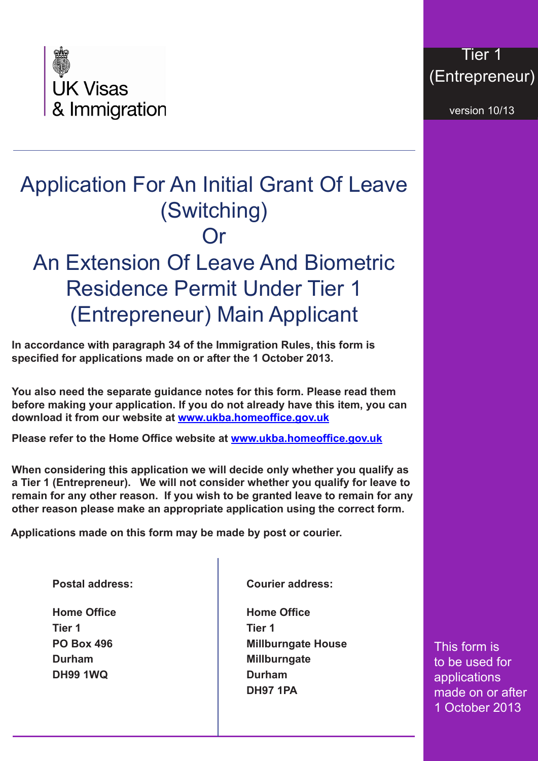UK Visas
& Immigration

Tier 1
(Entrepreneur)

version 10/13

# Application For An Initial Grant Of Leave (Switching) Or An Extension Of Leave And Biometric Residence Permit Under Tier 1 (Entrepreneur) Main Applicant

**In accordance with paragraph 34 of the Immigration Rules, this form is specified for applications made on or after the 1 October 2013.**

**You also need the separate guidance notes for this form. Please read them before making your application. If you do not already have this item, you can download it from our website at [www.ukba.homeoffice.gov.uk](www.ukba.homeoffice.gov.uk)**

**Please refer to the Home Office website at [www.ukba.homeoffice.gov.uk](www.ukba.homeoffice.gov.uk)**

**When considering this application we will decide only whether you qualify as a Tier 1 (Entrepreneur). We will not consider whether you qualify for leave to remain for any other reason. If you wish to be granted leave to remain for any other reason please make an appropriate application using the correct form.**

**Applications made on this form may be made by post or courier.**

**Postal address:**

**Home Office**
**Tier 1**
**PO Box 496**
**Durham**
**DH99 1WQ**

**Courier address:**

**Home Office**
**Tier 1**
**Millburngate House**
**Millburngate**
**Durham**
**DH97 1PA**

This form is to be used for applications made on or after 1 October 2013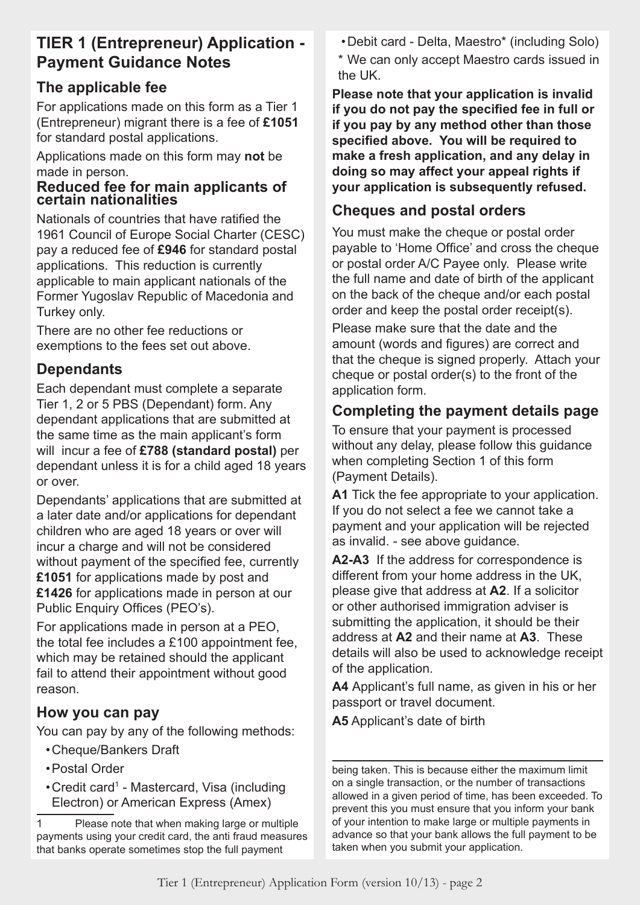## TIER 1 (Entrepreneur) Application - Payment Guidance Notes

### The applicable fee

For applications made on this form as a Tier 1 (Entrepreneur) migrant there is a fee of **£1051** for standard postal applications.

Applications made on this form may **not** be made in person.

### Reduced fee for main applicants of certain nationalities

Nationals of countries that have ratified the 1961 Council of Europe Social Charter (CESC) pay a reduced fee of **£946** for standard postal applications. This reduction is currently applicable to main applicant nationals of the Former Yugoslav Republic of Macedonia and Turkey only.

There are no other fee reductions or exemptions to the fees set out above.

### Dependants

Each dependant must complete a separate Tier 1, 2 or 5 PBS (Dependant) form. Any dependant applications that are submitted at the same time as the main applicant's form will incur a fee of **£788 (standard postal)** per dependant unless it is for a child aged 18 years or over.

Dependants' applications that are submitted at a later date and/or applications for dependant children who are aged 18 years or over will incur a charge and will not be considered without payment of the specified fee, currently **£1051** for applications made by post and **£1426** for applications made in person at our Public Enquiry Offices (PEO's).

For applications made in person at a PEO, the total fee includes a £100 appointment fee, which may be retained should the applicant fail to attend their appointment without good reason.

### How you can pay

You can pay by any of the following methods:

- Cheque/Bankers Draft
- Postal Order
- Credit card[1] - Mastercard, Visa (including Electron) or American Express (Amex)
- Debit card - Delta, Maestro* (including Solo)

\* We can only accept Maestro cards issued in the UK.

**Please note that your application is invalid if you do not pay the specified fee in full or if you pay by any method other than those specified above. You will be required to make a fresh application, and any delay in doing so may affect your appeal rights if your application is subsequently refused.**

### Cheques and postal orders

You must make the cheque or postal order payable to 'Home Office' and cross the cheque or postal order A/C Payee only. Please write the full name and date of birth of the applicant on the back of the cheque and/or each postal order and keep the postal order receipt(s).

Please make sure that the date and the amount (words and figures) are correct and that the cheque is signed properly. Attach your cheque or postal order(s) to the front of the application form.

### Completing the payment details page

To ensure that your payment is processed without any delay, please follow this guidance when completing Section 1 of this form (Payment Details).

**A1** Tick the fee appropriate to your application. If you do not select a fee we cannot take a payment and your application will be rejected as invalid. - see above guidance.

**A2-A3** If the address for correspondence is different from your home address in the UK, please give that address at **A2**. If a solicitor or other authorised immigration adviser is submitting the application, it should be their address at **A2** and their name at **A3**. These details will also be used to acknowledge receipt of the application.

**A4** Applicant's full name, as given in his or her passport or travel document.

**A5** Applicant's date of birth

---

1 Please note that when making large or multiple payments using your credit card, the anti fraud measures that banks operate sometimes stop the full payment being taken. This is because either the maximum limit on a single transaction, or the number of transactions allowed in a given period of time, has been exceeded. To prevent this you must ensure that you inform your bank of your intention to make large or multiple payments in advance so that your bank allows the full payment to be taken when you submit your application.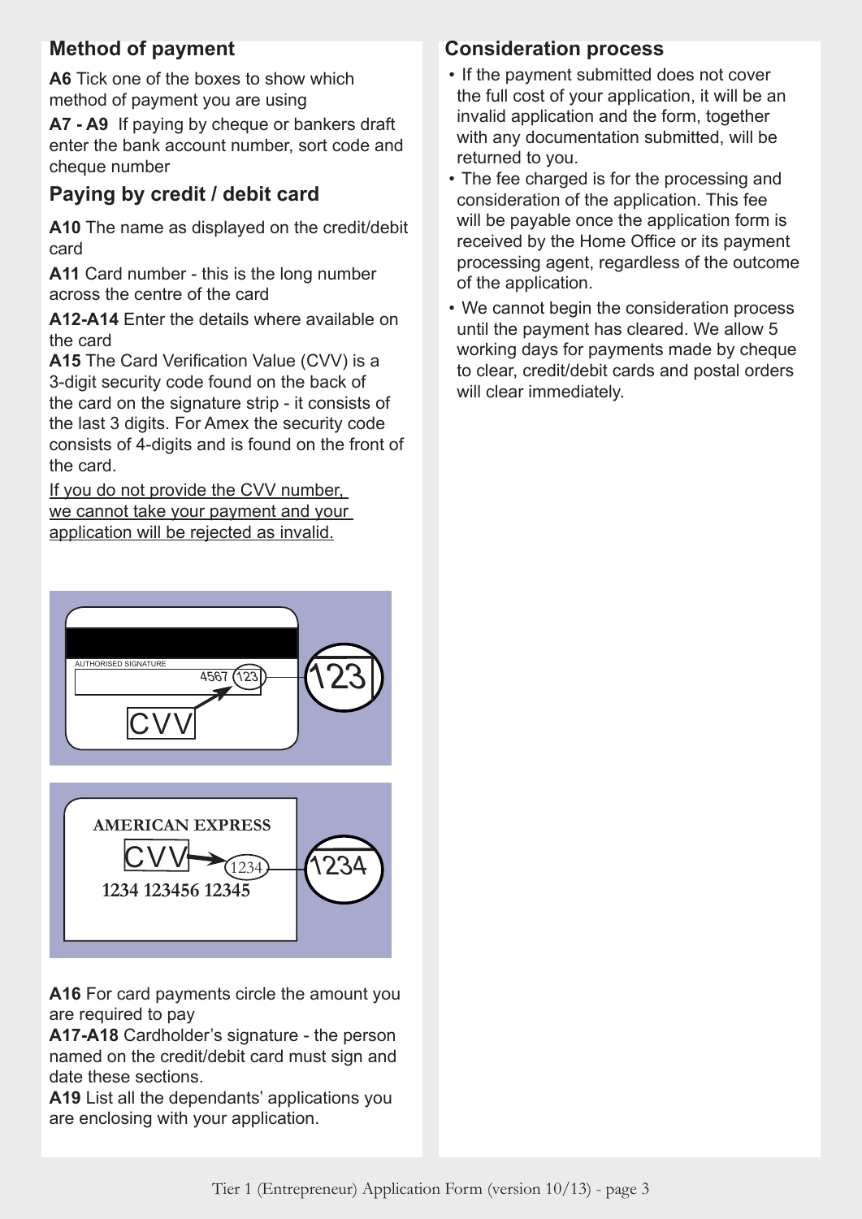## Method of payment

**A6** Tick one of the boxes to show which method of payment you are using

**A7 - A9** If paying by cheque or bankers draft enter the bank account number, sort code and cheque number

## Paying by credit / debit card

**A10** The name as displayed on the credit/debit card

**A11** Card number - this is the long number across the centre of the card

**A12-A14** Enter the details where available on the card

**A15** The Card Verification Value (CVV) is a 3-digit security code found on the back of the card on the signature strip - it consists of the last 3 digits. For Amex the security code consists of 4-digits and is found on the front of the card.

<u>If you do not provide the CVV number, we cannot take your payment and your application will be rejected as invalid.</u>

AUTHORISED SIGNATURE 4567 123

CVV 123

AMERICAN EXPRESS

CVV 1234

1234 123456 12345

**A16** For card payments circle the amount you are required to pay

**A17-A18** Cardholder's signature - the person named on the credit/debit card must sign and date these sections.

**A19** List all the dependants' applications you are enclosing with your application.

## Consideration process

- If the payment submitted does not cover the full cost of your application, it will be an invalid application and the form, together with any documentation submitted, will be returned to you.
- The fee charged is for the processing and consideration of the application. This fee will be payable once the application form is received by the Home Office or its payment processing agent, regardless of the outcome of the application.
- We cannot begin the consideration process until the payment has cleared. We allow 5 working days for payments made by cheque to clear, credit/debit cards and postal orders will clear immediately.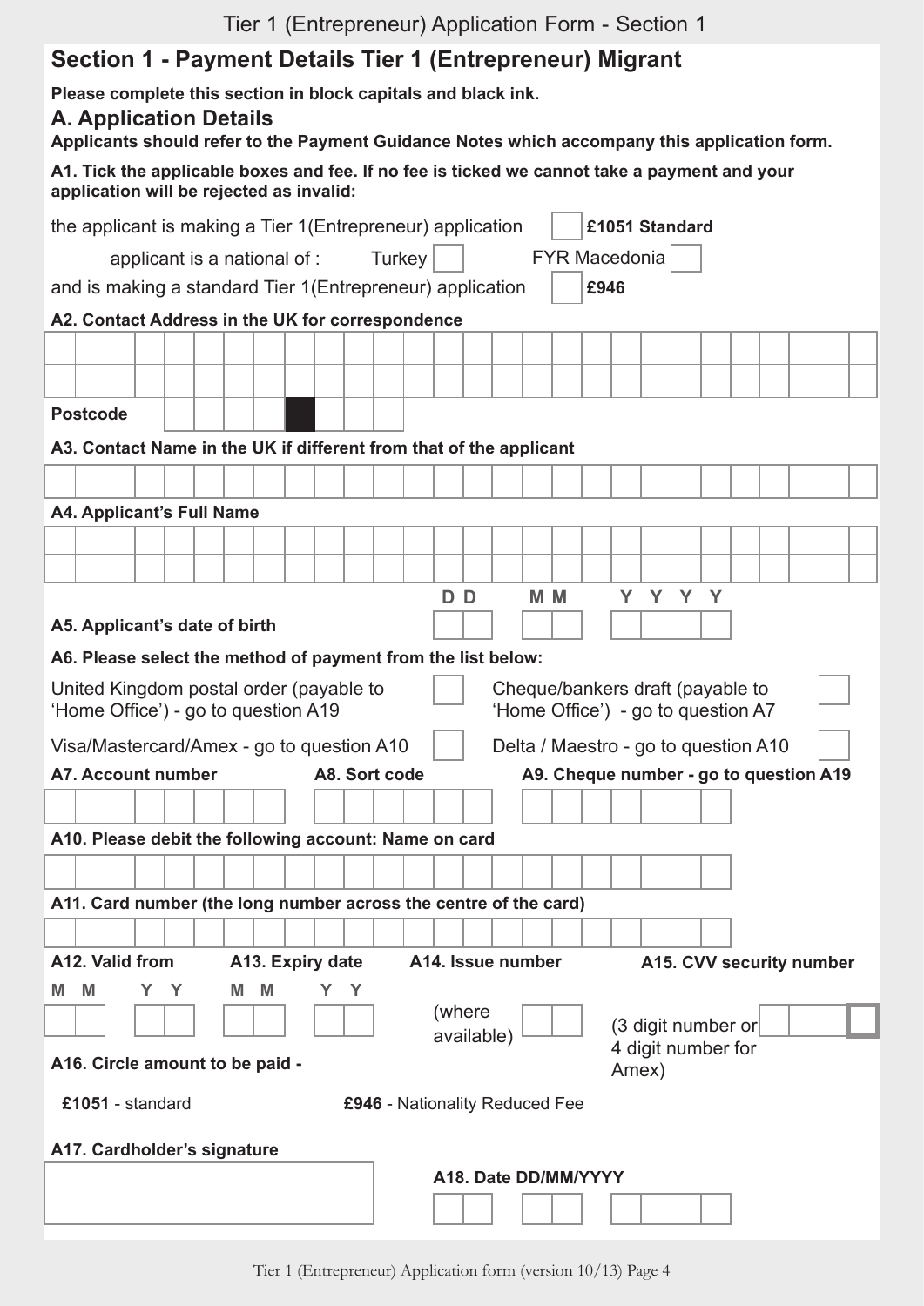## Section 1 - Payment Details Tier 1 (Entrepreneur) Migrant

**Please complete this section in block capitals and black ink.**

### A. Application Details

**Applicants should refer to the Payment Guidance Notes which accompany this application form.**

**A1. Tick the applicable boxes and fee. If no fee is ticked we cannot take a payment and your application will be rejected as invalid:**

the applicant is making a Tier 1(Entrepreneur) application ☐ **£1051 Standard**

applicant is a national of : Turkey ☐ FYR Macedonia ☐

and is making a standard Tier 1(Entrepreneur) application ☐ **£946**

**A2. Contact Address in the UK for correspondence**

**Postcode**

**A3. Contact Name in the UK if different from that of the applicant**

**A4. Applicant's Full Name**

**A5. Applicant's date of birth** DD MM YYYY

**A6. Please select the method of payment from the list below:**

United Kingdom postal order (payable to 'Home Office') - go to question A19 ☐

Cheque/bankers draft (payable to 'Home Office') - go to question A7 ☐

Visa/Mastercard/Amex - go to question A10 ☐

Delta / Maestro - go to question A10 ☐

**A7. Account number** **A8. Sort code** **A9. Cheque number - go to question A19**

**A10. Please debit the following account: Name on card**

**A11. Card number (the long number across the centre of the card)**

**A12. Valid from** MM YY **A13. Expiry date** MM YY **A14. Issue number** (where available) **A15. CVV security number** (3 digit number or 4 digit number for Amex)

**A16. Circle amount to be paid -**

**£1051** - standard **£946** - Nationality Reduced Fee

**A17. Cardholder's signature**

**A18. Date DD/MM/YYYY**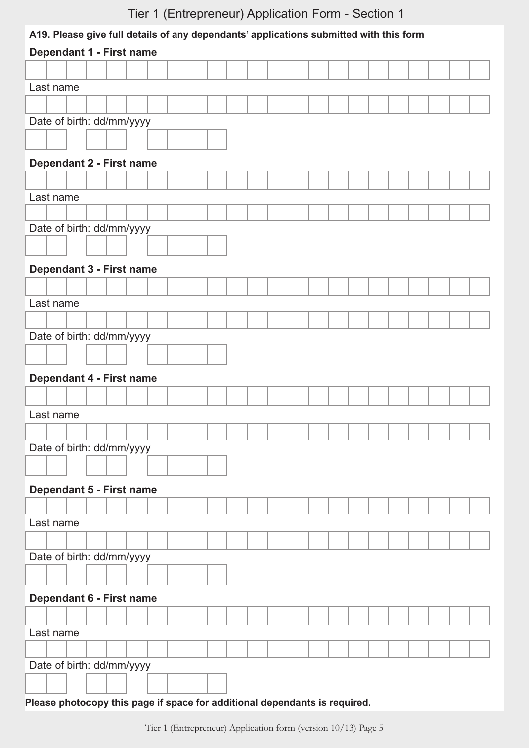**A19. Please give full details of any dependants' applications submitted with this form**

**Dependant 1 - First name**

Last name

Date of birth: dd/mm/yyyy

**Dependant 2 - First name**

Last name

Date of birth: dd/mm/yyyy

**Dependant 3 - First name**

Last name

Date of birth: dd/mm/yyyy

**Dependant 4 - First name**

Last name

Date of birth: dd/mm/yyyy

**Dependant 5 - First name**

Last name

Date of birth: dd/mm/yyyy

**Dependant 6 - First name**

Last name

Date of birth: dd/mm/yyyy

**Please photocopy this page if space for additional dependants is required.**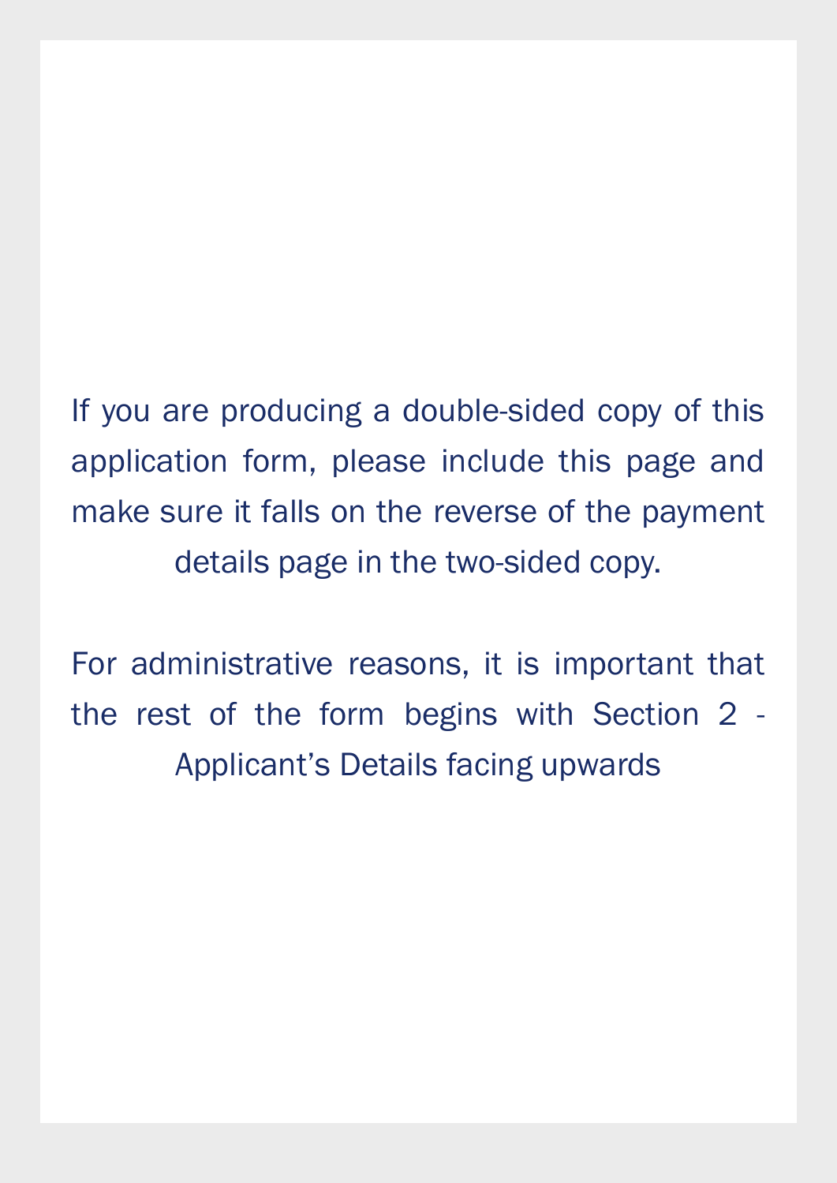If you are producing a double-sided copy of this application form, please include this page and make sure it falls on the reverse of the payment details page in the two-sided copy.

For administrative reasons, it is important that the rest of the form begins with Section 2 - Applicant's Details facing upwards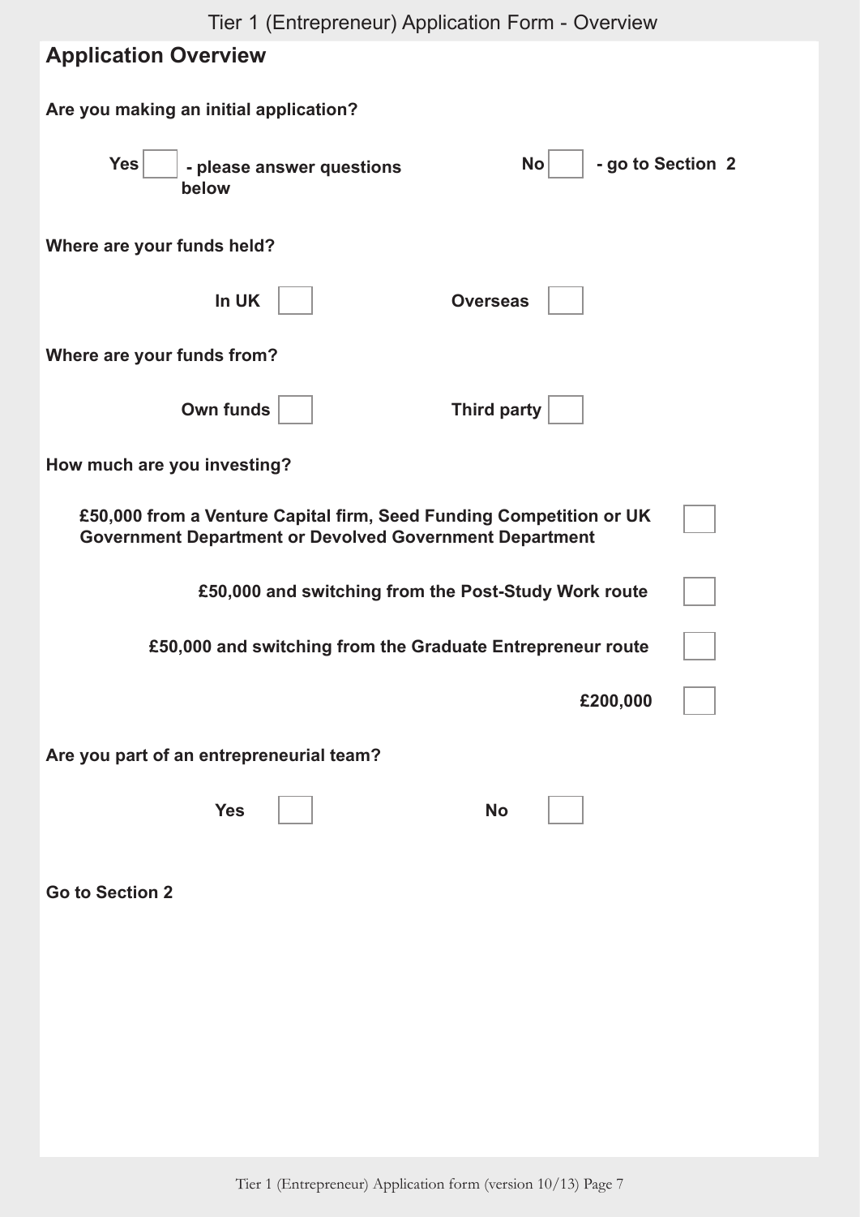## Application Overview

**Are you making an initial application?**

**Yes** ☐ **- please answer questions below** **No** ☐ **- go to Section 2**

**Where are your funds held?**

**In UK** ☐ **Overseas** ☐

**Where are your funds from?**

**Own funds** ☐ **Third party** ☐

**How much are you investing?**

**£50,000 from a Venture Capital firm, Seed Funding Competition or UK Government Department or Devolved Government Department** ☐

**£50,000 and switching from the Post-Study Work route** ☐

**£50,000 and switching from the Graduate Entrepreneur route** ☐

**£200,000** ☐

**Are you part of an entrepreneurial team?**

**Yes** ☐ **No** ☐

**Go to Section 2**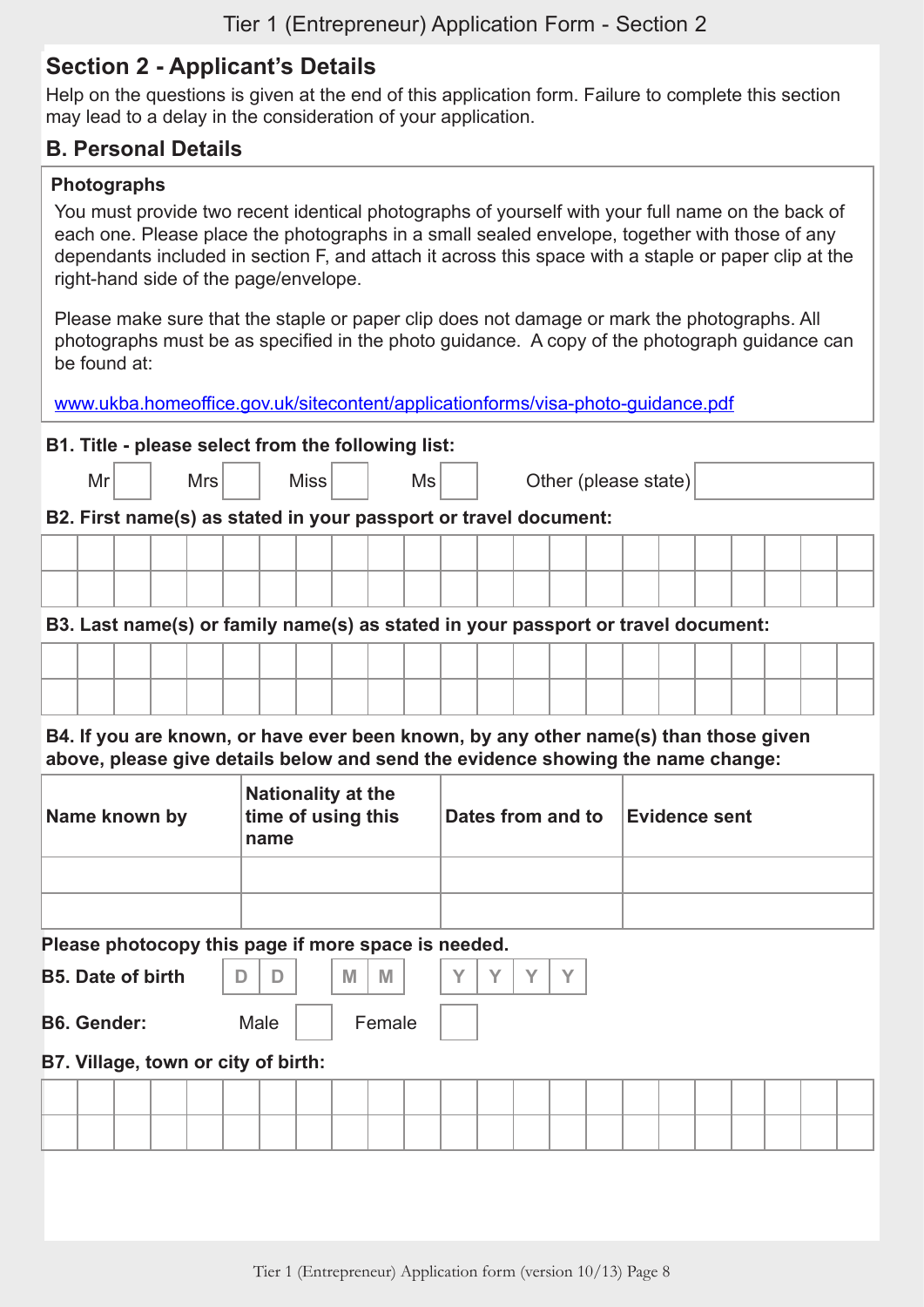## Section 2 - Applicant's Details

Help on the questions is given at the end of this application form. Failure to complete this section may lead to a delay in the consideration of your application.

### B. Personal Details

**Photographs**

You must provide two recent identical photographs of yourself with your full name on the back of each one. Please place the photographs in a small sealed envelope, together with those of any dependants included in section F, and attach it across this space with a staple or paper clip at the right-hand side of the page/envelope.

Please make sure that the staple or paper clip does not damage or mark the photographs. All photographs must be as specified in the photo guidance. A copy of the photograph guidance can be found at:

www.ukba.homeoffice.gov.uk/sitecontent/applicationforms/visa-photo-guidance.pdf

**B1. Title - please select from the following list:**

Mr [ ] Mrs [ ] Miss [ ] Ms [ ] Other (please state) [ ]

**B2. First name(s) as stated in your passport or travel document:**

**B3. Last name(s) or family name(s) as stated in your passport or travel document:**

**B4. If you are known, or have ever been known, by any other name(s) than those given above, please give details below and send the evidence showing the name change:**

| Name known by | Nationality at the time of using this name | Dates from and to | Evidence sent |
|---|---|---|---|
| | | | |
| | | | |

**Please photocopy this page if more space is needed.**

**B5. Date of birth** D D / M M / Y Y Y Y

**B6. Gender:** Male [ ] Female [ ]

**B7. Village, town or city of birth:**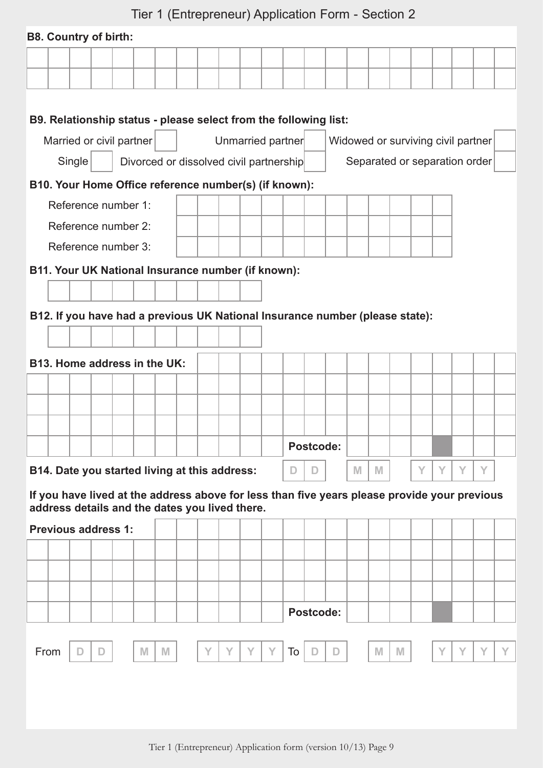# Tier 1 (Entrepreneur) Application Form - Section 2

**B8. Country of birth:**

**B9. Relationship status - please select from the following list:**

- Married or civil partner ☐
- Unmarried partner ☐
- Widowed or surviving civil partner ☐
- Single ☐
- Divorced or dissolved civil partnership ☐
- Separated or separation order ☐

**B10. Your Home Office reference number(s) (if known):**

Reference number 1:

Reference number 2:

Reference number 3:

**B11. Your UK National Insurance number (if known):**

**B12. If you have had a previous UK National Insurance number (please state):**

**B13. Home address in the UK:**

Postcode:

**B14. Date you started living at this address:** D D M M Y Y Y Y

**If you have lived at the address above for less than five years please provide your previous address details and the dates you lived there.**

**Previous address 1:**

Postcode:

From D D M M Y Y Y Y To D D M M Y Y Y Y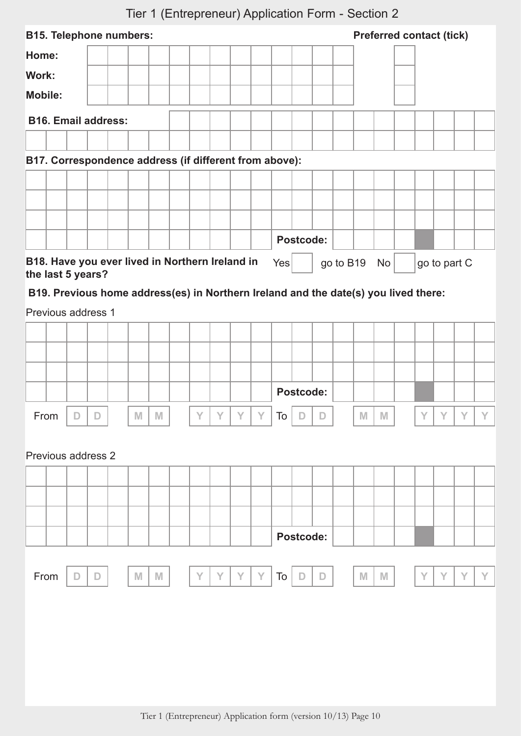# Tier 1 (Entrepreneur) Application Form - Section 2

**B15. Telephone numbers:** **Preferred contact (tick)**

| | | Preferred contact (tick) |
|---|---|---|
| **Home:** | | |
| **Work:** | | |
| **Mobile:** | | |

**B16. Email address:**

**B17. Correspondence address (if different from above):**

**Postcode:**

**B18. Have you ever lived in Northern Ireland in the last 5 years?** Yes [ ] go to B19 No [ ] go to part C

**B19. Previous home address(es) in Northern Ireland and the date(s) you lived there:**

Previous address 1

**Postcode:**

From D D M M Y Y Y Y To D D M M Y Y Y Y

Previous address 2

**Postcode:**

From D D M M Y Y Y Y To D D M M Y Y Y Y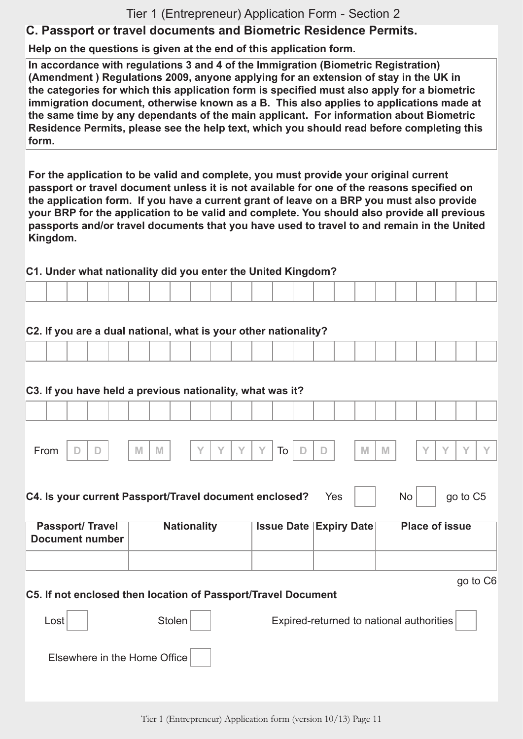Tier 1 (Entrepreneur) Application Form - Section 2

## C. Passport or travel documents and Biometric Residence Permits.

**Help on the questions is given at the end of this application form.**

**In accordance with regulations 3 and 4 of the Immigration (Biometric Registration) (Amendment ) Regulations 2009, anyone applying for an extension of stay in the UK in the categories for which this application form is specified must also apply for a biometric immigration document, otherwise known as a B. This also applies to applications made at the same time by any dependants of the main applicant. For information about Biometric Residence Permits, please see the help text, which you should read before completing this form.**

**For the application to be valid and complete, you must provide your original current passport or travel document unless it is not available for one of the reasons specified on the application form. If you have a current grant of leave on a BRP you must also provide your BRP for the application to be valid and complete. You should also provide all previous passports and/or travel documents that you have used to travel to and remain in the United Kingdom.**

**C1. Under what nationality did you enter the United Kingdom?**

**C2. If you are a dual national, what is your other nationality?**

**C3. If you have held a previous nationality, what was it?**

From D D M M Y Y Y Y To D D M M Y Y Y Y

**C4. Is your current Passport/Travel document enclosed?** Yes ☐ No ☐ go to C5

| Passport/ Travel Document number | Nationality | Issue Date | Expiry Date | Place of issue |
|---|---|---|---|---|
| | | | | |

go to C6

**C5. If not enclosed then location of Passport/Travel Document**

Lost ☐ Stolen ☐ Expired-returned to national authorities ☐

Elsewhere in the Home Office ☐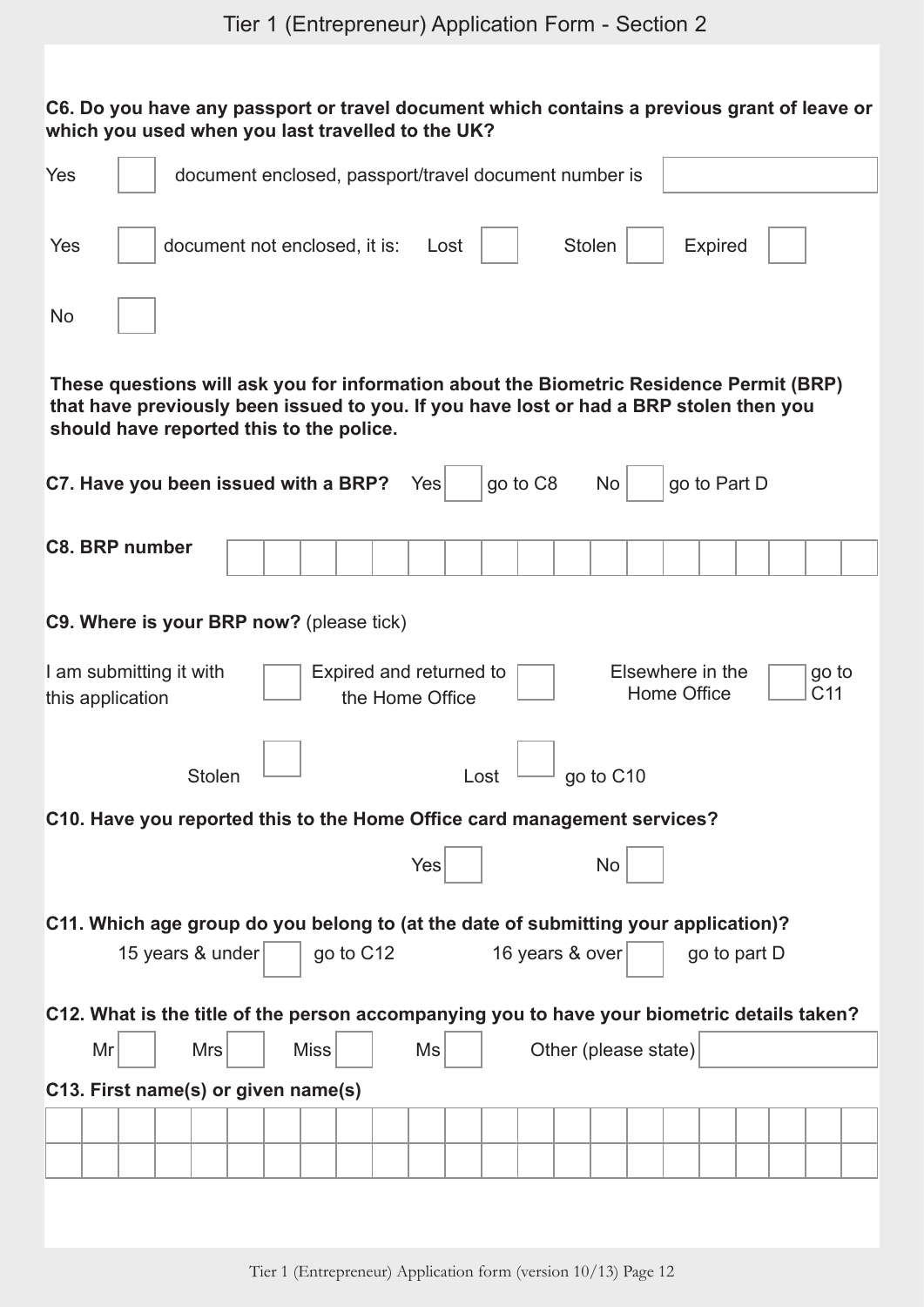**C6. Do you have any passport or travel document which contains a previous grant of leave or which you used when you last travelled to the UK?**

Yes ☐ document enclosed, passport/travel document number is ____________________

Yes ☐ document not enclosed, it is: Lost ☐ Stolen ☐ Expired ☐

No ☐

**These questions will ask you for information about the Biometric Residence Permit (BRP) that have previously been issued to you. If you have lost or had a BRP stolen then you should have reported this to the police.**

**C7. Have you been issued with a BRP?** Yes ☐ go to C8 No ☐ go to Part D

**C8. BRP number**

| | | | | | | | | | | | | | | | | | |
|---|---|---|---|---|---|---|---|---|---|---|---|---|---|---|---|---|---|
| | | | | | | | | | | | | | | | | | |

**C9. Where is your BRP now?** (please tick)

I am submitting it with this application ☐ Expired and returned to the Home Office ☐ Elsewhere in the Home Office ☐ go to C11

Stolen ☐ Lost ☐ go to C10

**C10. Have you reported this to the Home Office card management services?**

Yes ☐ No ☐

**C11. Which age group do you belong to (at the date of submitting your application)?**

15 years & under ☐ go to C12 16 years & over ☐ go to part D

**C12. What is the title of the person accompanying you to have your biometric details taken?**

Mr ☐ Mrs ☐ Miss ☐ Ms ☐ Other (please state) ____________________

**C13. First name(s) or given name(s)**

| | | | | | | | | | | | | | | | | | | | | | | |
|---|---|---|---|---|---|---|---|---|---|---|---|---|---|---|---|---|---|---|---|---|---|---|
| | | | | | | | | | | | | | | | | | | | | | | |
| | | | | | | | | | | | | | | | | | | | | | | |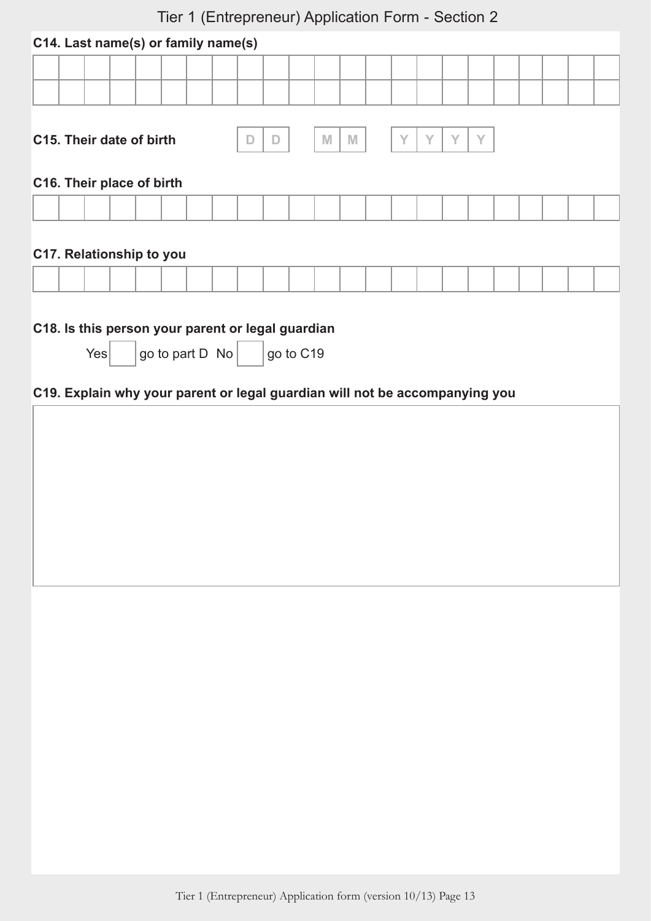# Tier 1 (Entrepreneur) Application Form - Section 2

**C14. Last name(s) or family name(s)**

**C15. Their date of birth** D D M M Y Y Y Y

**C16. Their place of birth**

**C17. Relationship to you**

**C18. Is this person your parent or legal guardian**

Yes ☐ go to part D No ☐ go to C19

**C19. Explain why your parent or legal guardian will not be accompanying you**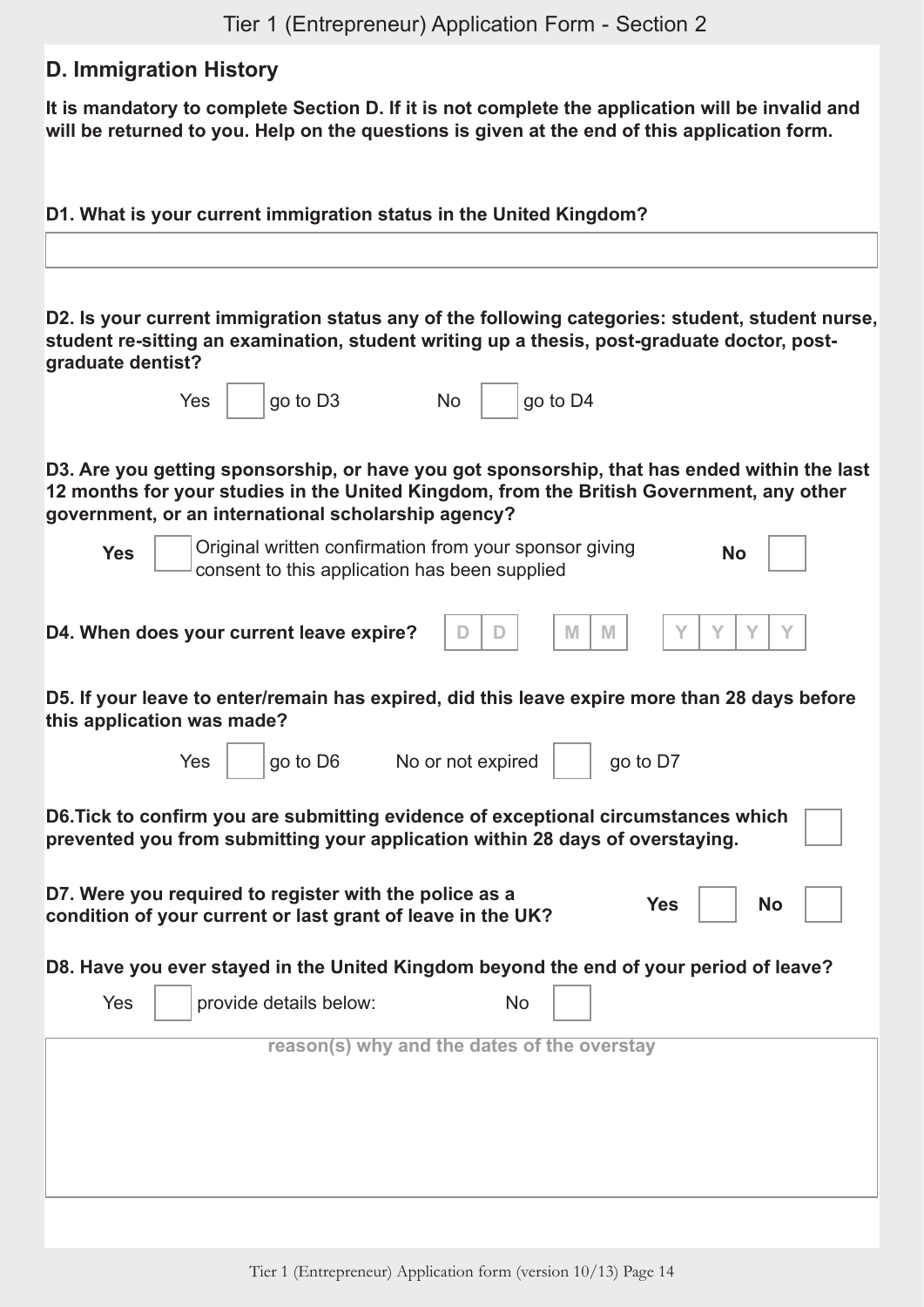## D. Immigration History

**It is mandatory to complete Section D. If it is not complete the application will be invalid and will be returned to you. Help on the questions is given at the end of this application form.**

**D1. What is your current immigration status in the United Kingdom?**

**D2. Is your current immigration status any of the following categories: student, student nurse, student re-sitting an examination, student writing up a thesis, post-graduate doctor, post-graduate dentist?**

Yes ☐ go to D3 No ☐ go to D4

**D3. Are you getting sponsorship, or have you got sponsorship, that has ended within the last 12 months for your studies in the United Kingdom, from the British Government, any other government, or an international scholarship agency?**

**Yes** ☐ Original written confirmation from your sponsor giving consent to this application has been supplied **No** ☐

**D4. When does your current leave expire?** D D / M M / Y Y Y Y

**D5. If your leave to enter/remain has expired, did this leave expire more than 28 days before this application was made?**

Yes ☐ go to D6 No or not expired ☐ go to D7

**D6. Tick to confirm you are submitting evidence of exceptional circumstances which prevented you from submitting your application within 28 days of overstaying.** ☐

**D7. Were you required to register with the police as a condition of your current or last grant of leave in the UK?** **Yes** ☐ **No** ☐

**D8. Have you ever stayed in the United Kingdom beyond the end of your period of leave?**

Yes ☐ provide details below: No ☐

**reason(s) why and the dates of the overstay**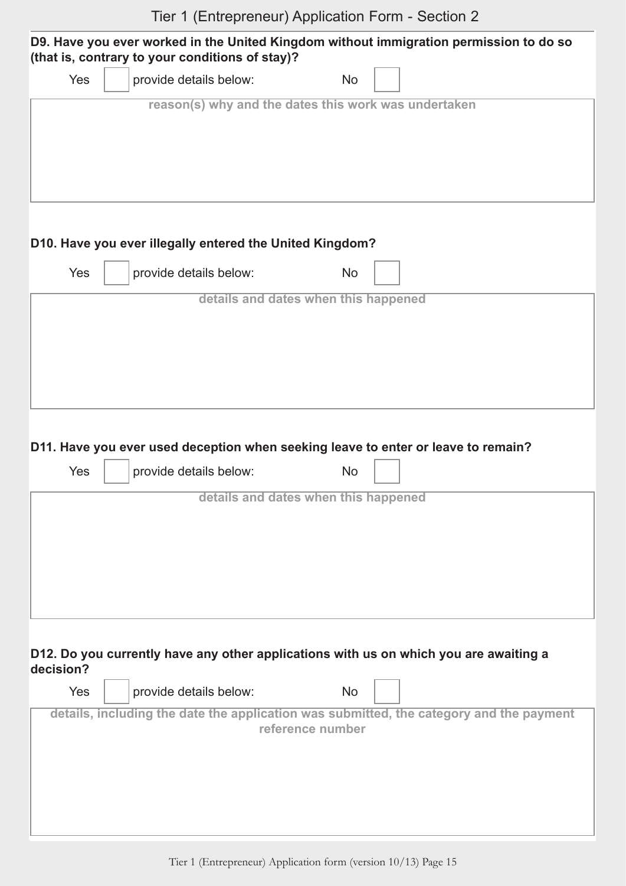Tier 1 (Entrepreneur) Application Form - Section 2

**D9. Have you ever worked in the United Kingdom without immigration permission to do so (that is, contrary to your conditions of stay)?**

Yes ☐ provide details below: No ☐

reason(s) why and the dates this work was undertaken

**D10. Have you ever illegally entered the United Kingdom?**

Yes ☐ provide details below: No ☐

details and dates when this happened

**D11. Have you ever used deception when seeking leave to enter or leave to remain?**

Yes ☐ provide details below: No ☐

details and dates when this happened

**D12. Do you currently have any other applications with us on which you are awaiting a decision?**

Yes ☐ provide details below: No ☐

details, including the date the application was submitted, the category and the payment reference number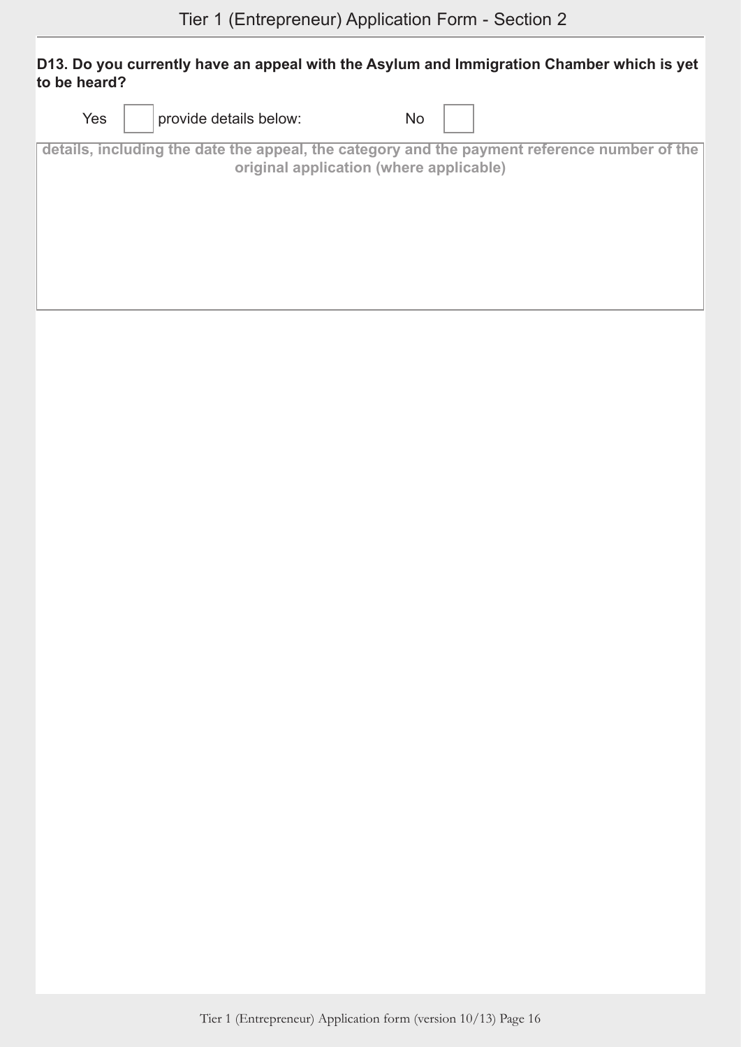**D13. Do you currently have an appeal with the Asylum and Immigration Chamber which is yet to be heard?**

Yes ☐ provide details below: No ☐

details, including the date the appeal, the category and the payment reference number of the original application (where applicable)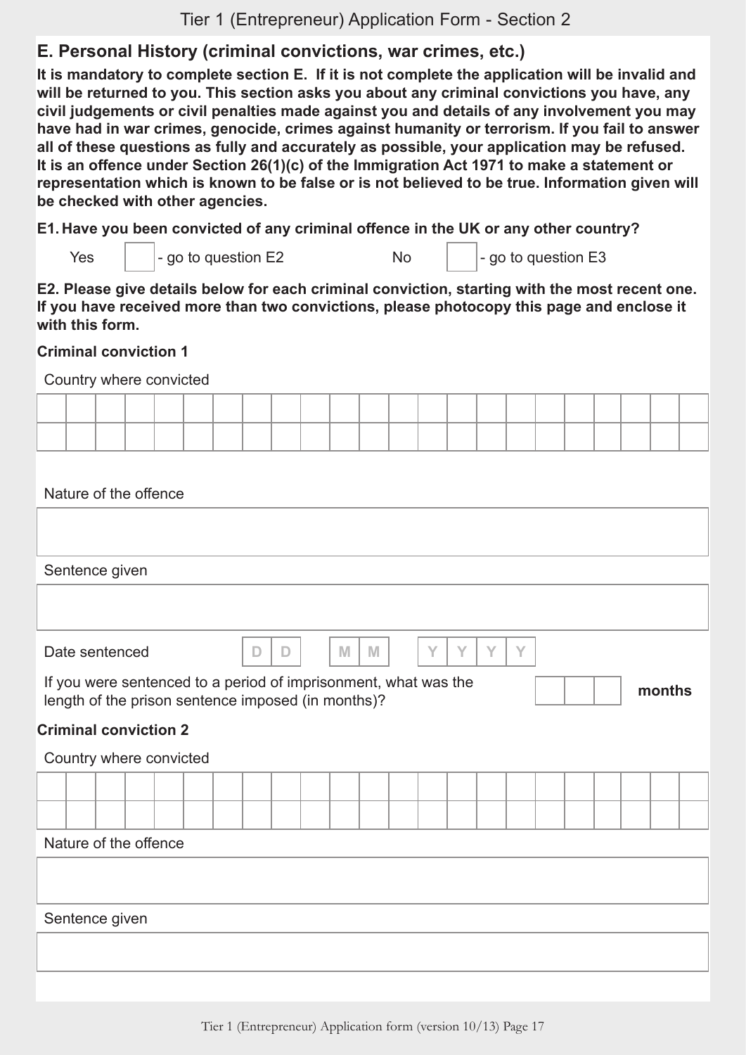## E. Personal History (criminal convictions, war crimes, etc.)

**It is mandatory to complete section E. If it is not complete the application will be invalid and will be returned to you. This section asks you about any criminal convictions you have, any civil judgements or civil penalties made against you and details of any involvement you may have had in war crimes, genocide, crimes against humanity or terrorism. If you fail to answer all of these questions as fully and accurately as possible, your application may be refused. It is an offence under Section 26(1)(c) of the Immigration Act 1971 to make a statement or representation which is known to be false or is not believed to be true. Information given will be checked with other agencies.**

**E1. Have you been convicted of any criminal offence in the UK or any other country?**

Yes ☐ - go to question E2 No ☐ - go to question E3

**E2. Please give details below for each criminal conviction, starting with the most recent one. If you have received more than two convictions, please photocopy this page and enclose it with this form.**

**Criminal conviction 1**

Country where converted

Nature of the offence

Sentence given

Date sentenced D D / M M / Y Y Y Y

If you were sentenced to a period of imprisonment, what was the length of the prison sentence imposed (in months)? ☐☐☐ **months**

**Criminal conviction 2**

Country where convicted

Nature of the offence

Sentence given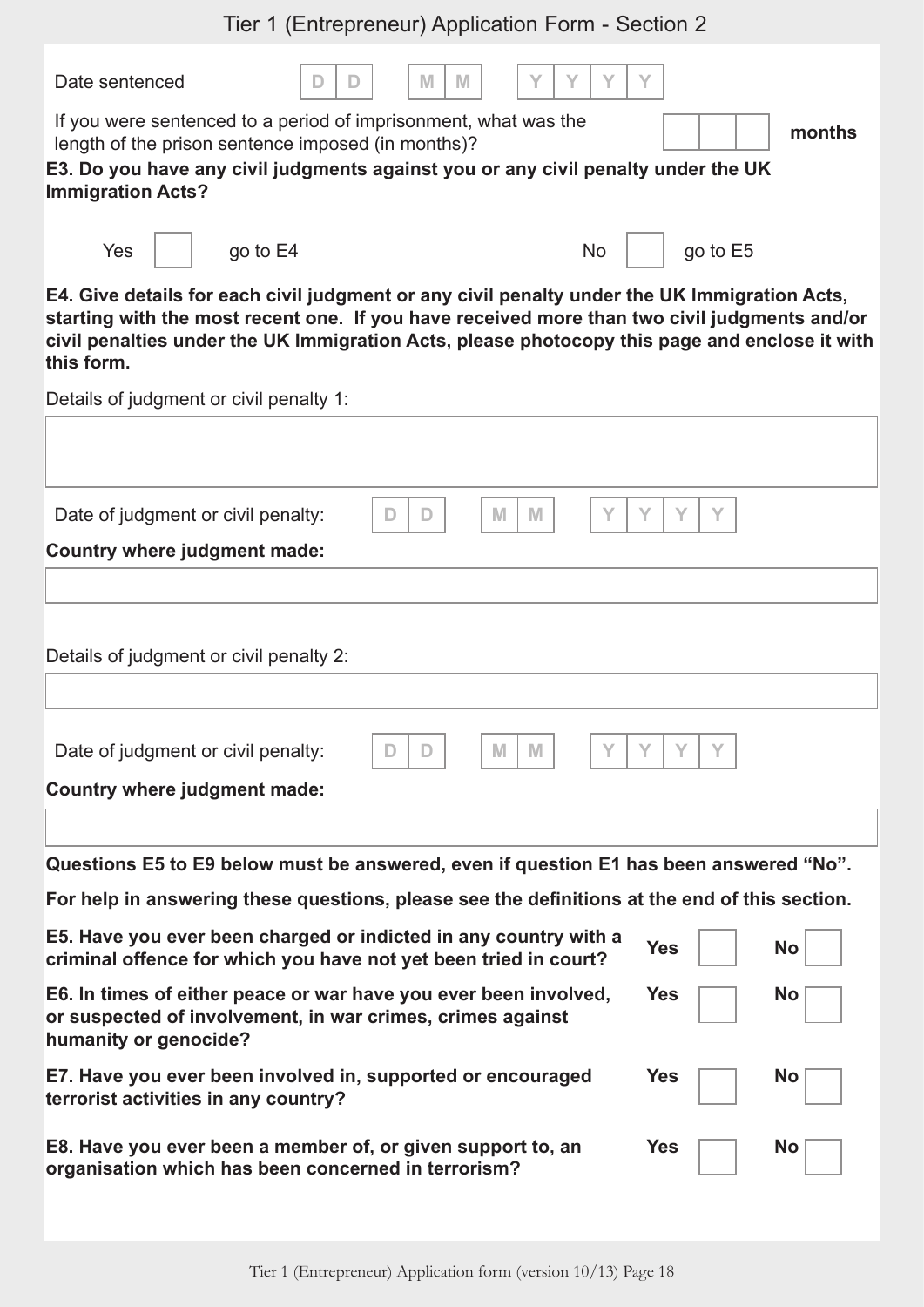Date sentenced | D | D | | M | M | | Y | Y | Y | Y |

If you were sentenced to a period of imprisonment, what was the length of the prison sentence imposed (in months)? |   |   |   | **months**

**E3. Do you have any civil judgments against you or any civil penalty under the UK Immigration Acts?**

Yes ☐ go to E4 &nbsp;&nbsp;&nbsp;&nbsp; No ☐ go to E5

**E4. Give details for each civil judgment or any civil penalty under the UK Immigration Acts, starting with the most recent one. If you have received more than two civil judgments and/or civil penalties under the UK Immigration Acts, please photocopy this page and enclose it with this form.**

Details of judgment or civil penalty 1:

Date of judgment or civil penalty: | D | D | | M | M | | Y | Y | Y | Y |

**Country where judgment made:**

Details of judgment or civil penalty 2:

Date of judgment or civil penalty: | D | D | | M | M | | Y | Y | Y | Y |

**Country where judgment made:**

**Questions E5 to E9 below must be answered, even if question E1 has been answered "No".**

**For help in answering these questions, please see the definitions at the end of this section.**

**E5. Have you ever been charged or indicted in any country with a criminal offence for which you have not yet been tried in court?** **Yes** ☐ **No** ☐

**E6. In times of either peace or war have you ever been involved, or suspected of involvement, in war crimes, crimes against humanity or genocide?** **Yes** ☐ **No** ☐

**E7. Have you ever been involved in, supported or encouraged terrorist activities in any country?** **Yes** ☐ **No** ☐

**E8. Have you ever been a member of, or given support to, an organisation which has been concerned in terrorism?** **Yes** ☐ **No** ☐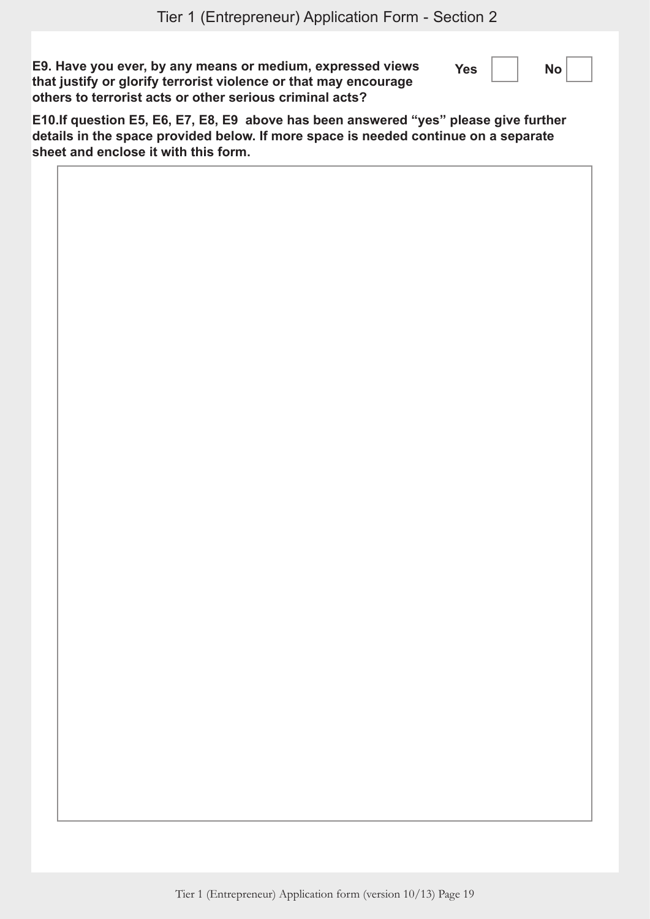**E9. Have you ever, by any means or medium, expressed views that justify or glorify terrorist violence or that may encourage others to terrorist acts or other serious criminal acts?**

Yes ☐ No ☐

**E10.If question E5, E6, E7, E8, E9 above has been answered "yes" please give further details in the space provided below. If more space is needed continue on a separate sheet and enclose it with this form.**

| |
|---|
| |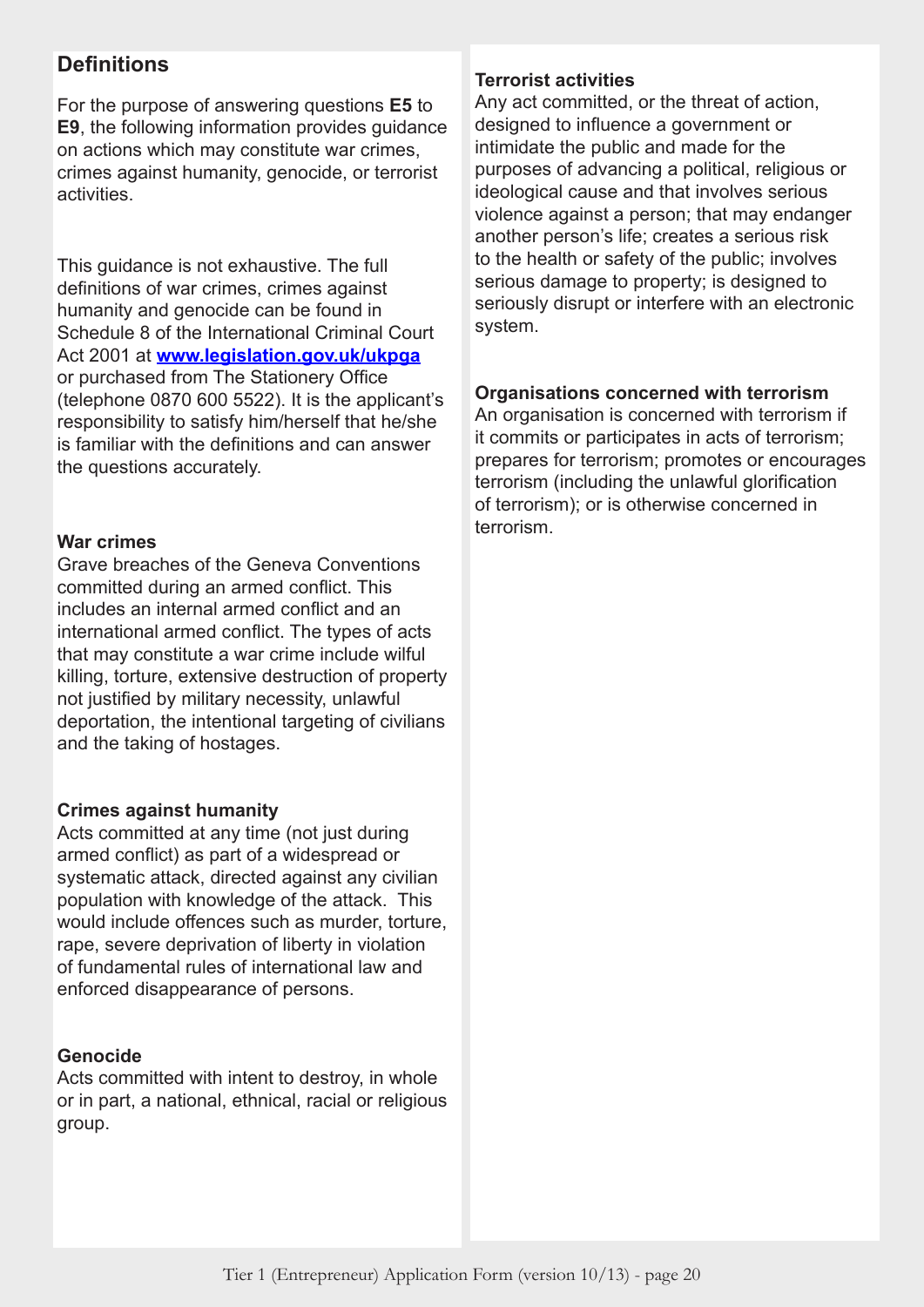## Definitions

For the purpose of answering questions **E5** to **E9**, the following information provides guidance on actions which may constitute war crimes, crimes against humanity, genocide, or terrorist activities.

This guidance is not exhaustive. The full definitions of war crimes, crimes against humanity and genocide can be found in Schedule 8 of the International Criminal Court Act 2001 at **www.legislation.gov.uk/ukpga** or purchased from The Stationery Office (telephone 0870 600 5522). It is the applicant's responsibility to satisfy him/herself that he/she is familiar with the definitions and can answer the questions accurately.

### War crimes

Grave breaches of the Geneva Conventions committed during an armed conflict. This includes an internal armed conflict and an international armed conflict. The types of acts that may constitute a war crime include wilful killing, torture, extensive destruction of property not justified by military necessity, unlawful deportation, the intentional targeting of civilians and the taking of hostages.

### Crimes against humanity

Acts committed at any time (not just during armed conflict) as part of a widespread or systematic attack, directed against any civilian population with knowledge of the attack. This would include offences such as murder, torture, rape, severe deprivation of liberty in violation of fundamental rules of international law and enforced disappearance of persons.

### Genocide

Acts committed with intent to destroy, in whole or in part, a national, ethnical, racial or religious group.

### Terrorist activities

Any act committed, or the threat of action, designed to influence a government or intimidate the public and made for the purposes of advancing a political, religious or ideological cause and that involves serious violence against a person; that may endanger another person's life; creates a serious risk to the health or safety of the public; involves serious damage to property; is designed to seriously disrupt or interfere with an electronic system.

### Organisations concerned with terrorism

An organisation is concerned with terrorism if it commits or participates in acts of terrorism; prepares for terrorism; promotes or encourages terrorism (including the unlawful glorification of terrorism); or is otherwise concerned in terrorism.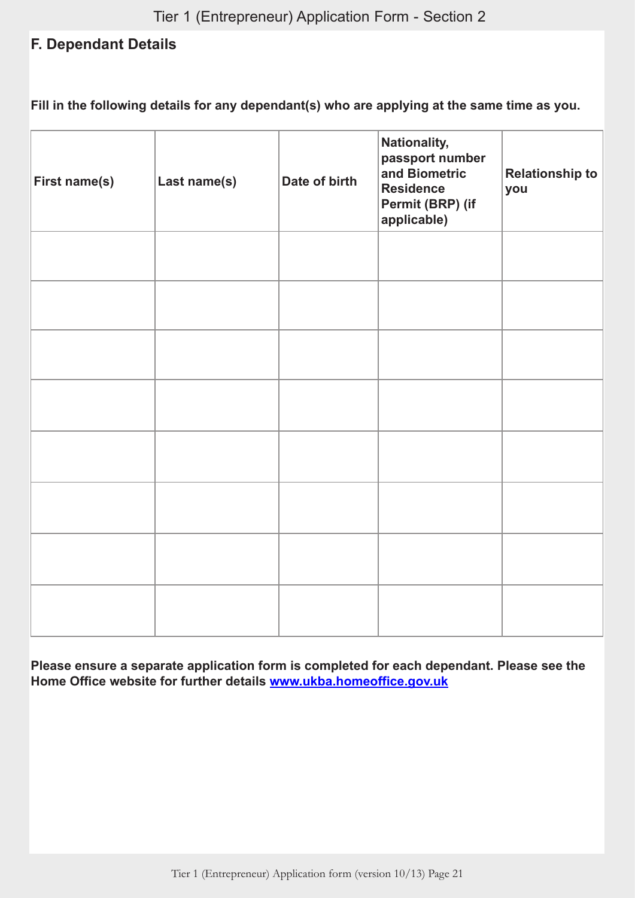## F. Dependant Details

**Fill in the following details for any dependant(s) who are applying at the same time as you.**

| First name(s) | Last name(s) | Date of birth | Nationality, passport number and Biometric Residence Permit (BRP) (if applicable) | Relationship to you |
|---|---|---|---|---|
| | | | | |
| | | | | |
| | | | | |
| | | | | |
| | | | | |
| | | | | |
| | | | | |
| | | | | |

**Please ensure a separate application form is completed for each dependant. Please see the Home Office website for further details [www.ukba.homeoffice.gov.uk](http://www.ukba.homeoffice.gov.uk)**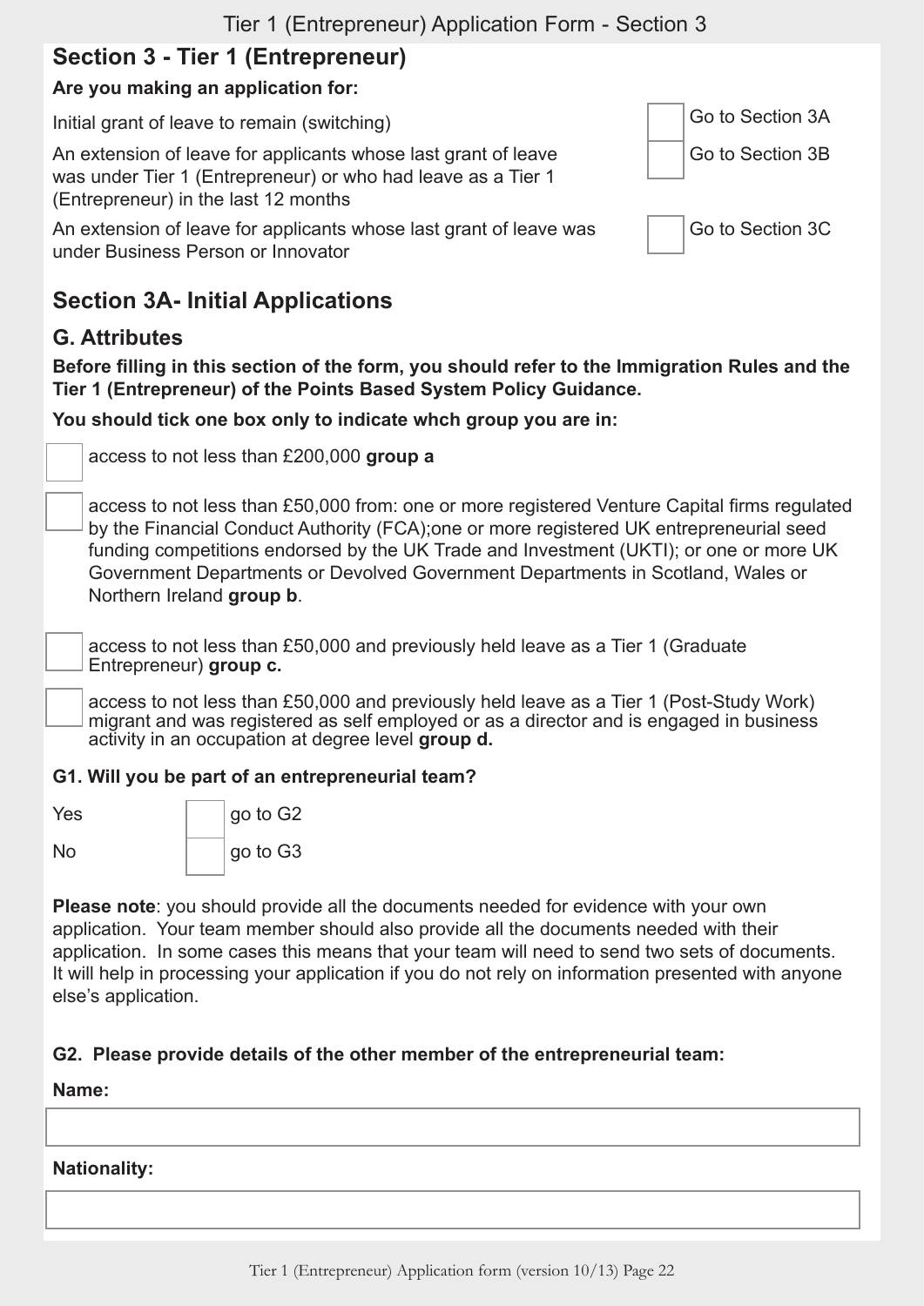## Section 3 - Tier 1 (Entrepreneur)

**Are you making an application for:**

| | | |
|---|---|---|
| Initial grant of leave to remain (switching) | ☐ | Go to Section 3A |
| An extension of leave for applicants whose last grant of leave was under Tier 1 (Entrepreneur) or who had leave as a Tier 1 (Entrepreneur) in the last 12 months | ☐ | Go to Section 3B |
| An extension of leave for applicants whose last grant of leave was under Business Person or Innovator | ☐ | Go to Section 3C |

## Section 3A- Initial Applications

### G. Attributes

**Before filling in this section of the form, you should refer to the Immigration Rules and the Tier 1 (Entrepreneur) of the Points Based System Policy Guidance.**

**You should tick one box only to indicate whch group you are in:**

☐ access to not less than £200,000 **group a**

☐ access to not less than £50,000 from: one or more registered Venture Capital firms regulated by the Financial Conduct Authority (FCA);one or more registered UK entrepreneurial seed funding competitions endorsed by the UK Trade and Investment (UKTI); or one or more UK Government Departments or Devolved Government Departments in Scotland, Wales or Northern Ireland **group b**.

☐ access to not less than £50,000 and previously held leave as a Tier 1 (Graduate Entrepreneur) **group c.**

☐ access to not less than £50,000 and previously held leave as a Tier 1 (Post-Study Work) migrant and was registered as self employed or as a director and is engaged in business activity in an occupation at degree level **group d.**

**G1. Will you be part of an entrepreneurial team?**

| | | |
|---|---|---|
| Yes | ☐ | go to G2 |
| No | ☐ | go to G3 |

**Please note**: you should provide all the documents needed for evidence with your own application. Your team member should also provide all the documents needed with their application. In some cases this means that your team will need to send two sets of documents. It will help in processing your application if you do not rely on information presented with anyone else's application.

**G2. Please provide details of the other member of the entrepreneurial team:**

**Name:**

______________________________

**Nationality:**

______________________________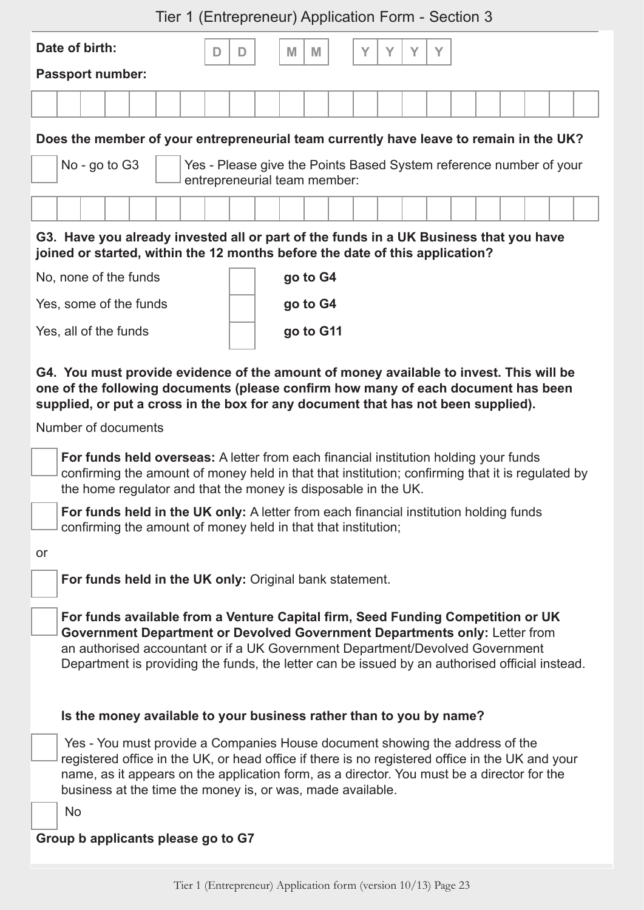# Tier 1 (Entrepreneur) Application Form - Section 3

**Date of birth:** D D / M M / Y Y Y Y

**Passport number:**

| | | | | | | | | | | | | | | | | | | | | | | |
|---|---|---|---|---|---|---|---|---|---|---|---|---|---|---|---|---|---|---|---|---|---|---|

**Does the member of your entrepreneurial team currently have leave to remain in the UK?**

☐ No - go to G3 ☐ Yes - Please give the Points Based System reference number of your entrepreneurial team member:

| | | | | | | | | | | | | | | | | | | | | | | |
|---|---|---|---|---|---|---|---|---|---|---|---|---|---|---|---|---|---|---|---|---|---|---|

**G3. Have you already invested all or part of the funds in a UK Business that you have joined or started, within the 12 months before the date of this application?**

| | | |
|---|---|---|
| No, none of the funds | ☐ | **go to G4** |
| Yes, some of the funds | ☐ | **go to G4** |
| Yes, all of the funds | ☐ | **go to G11** |

**G4. You must provide evidence of the amount of money available to invest. This will be one of the following documents (please confirm how many of each document has been supplied, or put a cross in the box for any document that has not been supplied).**

Number of documents

☐ **For funds held overseas:** A letter from each financial institution holding your funds confirming the amount of money held in that that institution; confirming that it is regulated by the home regulator and that the money is disposable in the UK.

☐ **For funds held in the UK only:** A letter from each financial institution holding funds confirming the amount of money held in that that institution;

or

☐ **For funds held in the UK only:** Original bank statement.

☐ **For funds available from a Venture Capital firm, Seed Funding Competition or UK Government Department or Devolved Government Departments only:** Letter from an authorised accountant or if a UK Government Department/Devolved Government Department is providing the funds, the letter can be issued by an authorised official instead.

**Is the money available to your business rather than to you by name?**

☐ Yes - You must provide a Companies House document showing the address of the registered office in the UK, or head office if there is no registered office in the UK and your name, as it appears on the application form, as a director. You must be a director for the business at the time the money is, or was, made available.

☐ No

**Group b applicants please go to G7**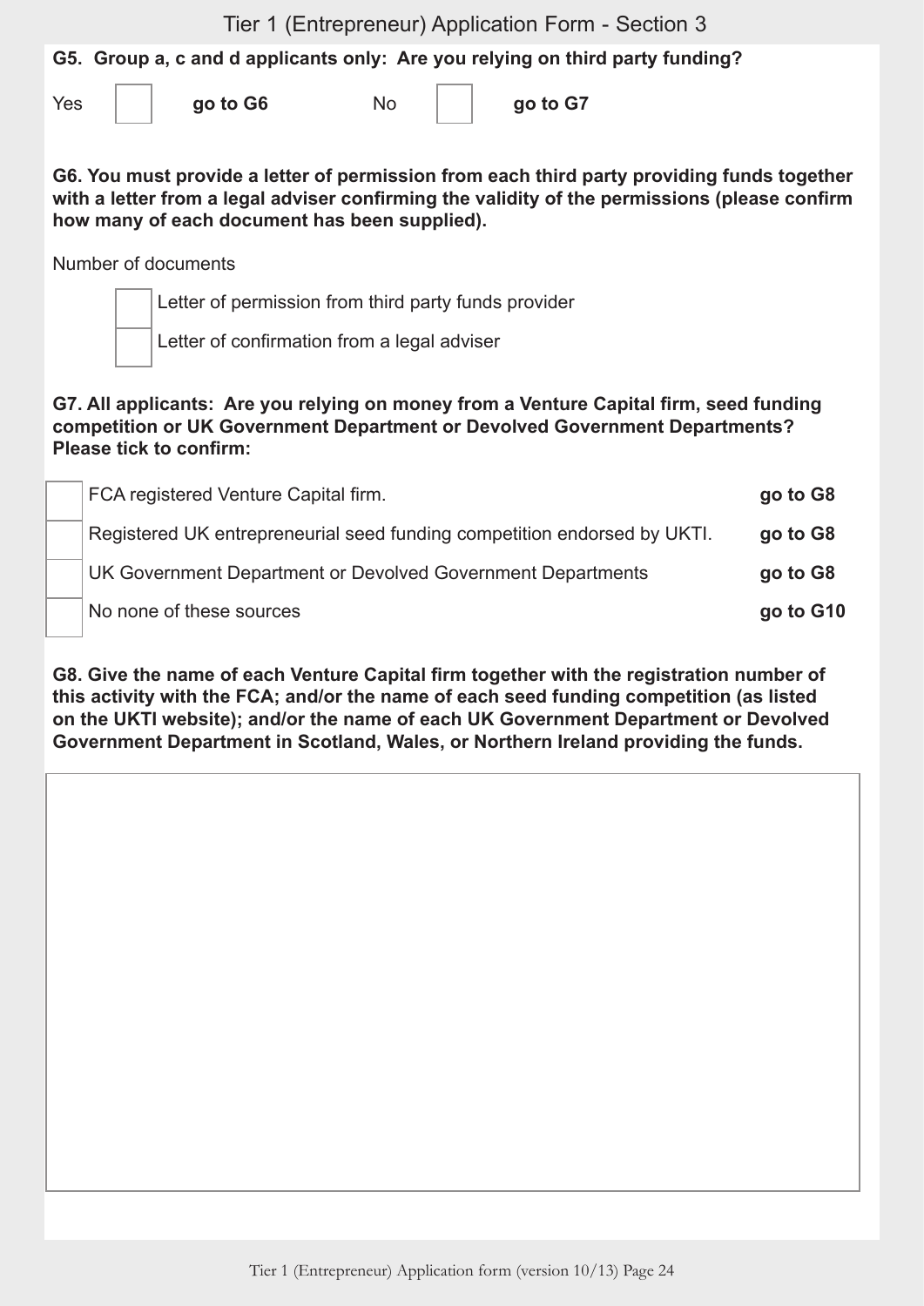# Tier 1 (Entrepreneur) Application Form - Section 3

**G5. Group a, c and d applicants only: Are you relying on third party funding?**

Yes ☐ **go to G6** No ☐ **go to G7**

**G6. You must provide a letter of permission from each third party providing funds together with a letter from a legal adviser confirming the validity of the permissions (please confirm how many of each document has been supplied).**

Number of documents

☐ Letter of permission from third party funds provider

☐ Letter of confirmation from a legal adviser

**G7. All applicants: Are you relying on money from a Venture Capital firm, seed funding competition or UK Government Department or Devolved Government Departments? Please tick to confirm:**

| | | |
|---|---|---|
| ☐ | FCA registered Venture Capital firm. | **go to G8** |
| ☐ | Registered UK entrepreneurial seed funding competition endorsed by UKTI. | **go to G8** |
| ☐ | UK Government Department or Devolved Government Departments | **go to G8** |
| ☐ | No none of these sources | **go to G10** |

**G8. Give the name of each Venture Capital firm together with the registration number of this activity with the FCA; and/or the name of each seed funding competition (as listed on the UKTI website); and/or the name of each UK Government Department or Devolved Government Department in Scotland, Wales, or Northern Ireland providing the funds.**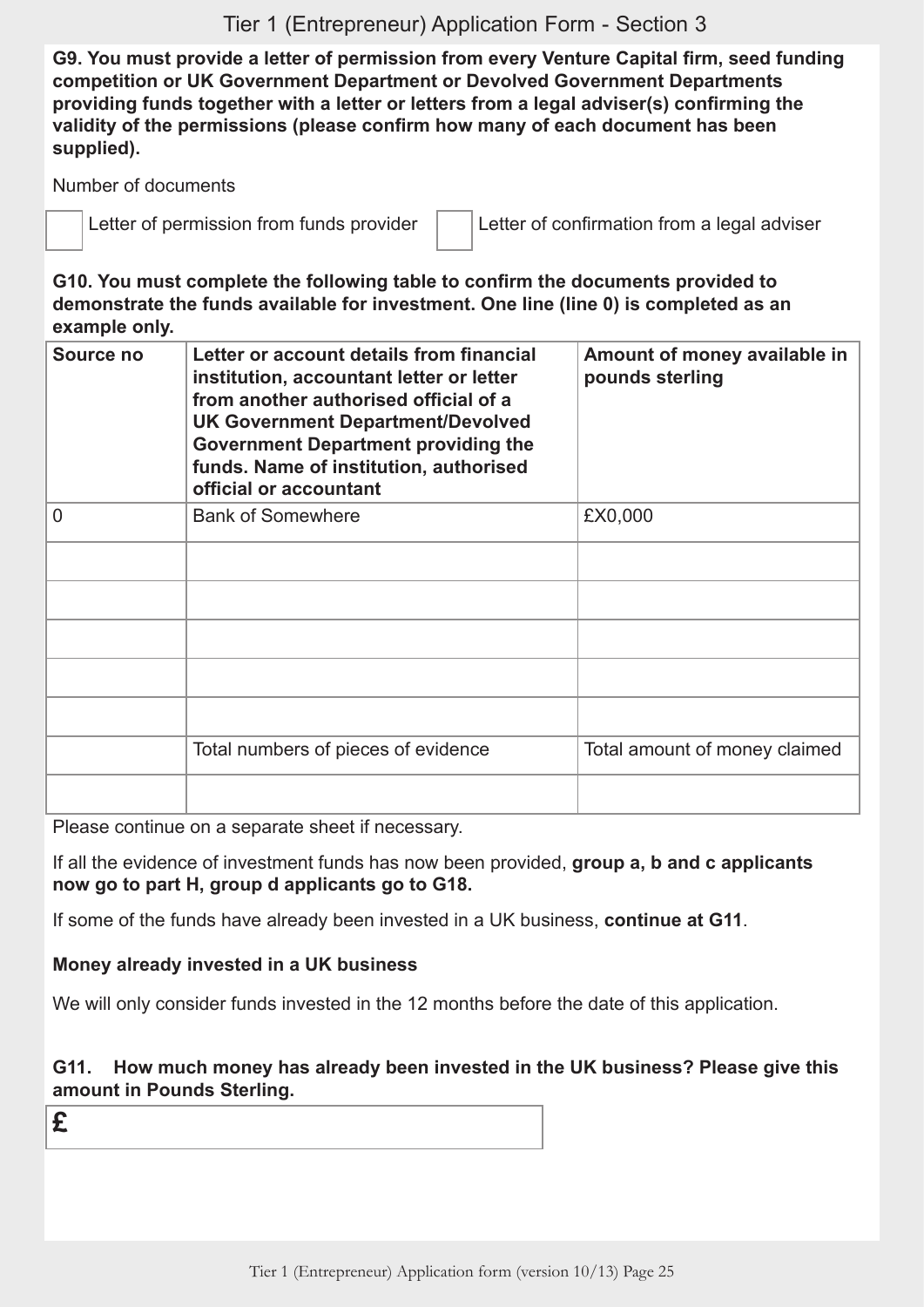**G9. You must provide a letter of permission from every Venture Capital firm, seed funding competition or UK Government Department or Devolved Government Departments providing funds together with a letter or letters from a legal adviser(s) confirming the validity of the permissions (please confirm how many of each document has been supplied).**

Number of documents

☐ Letter of permission from funds provider ☐ Letter of confirmation from a legal adviser

**G10. You must complete the following table to confirm the documents provided to demonstrate the funds available for investment. One line (line 0) is completed as an example only.**

| **Source no** | **Letter or account details from financial institution, accountant letter or letter from another authorised official of a UK Government Department/Devolved Government Department providing the funds. Name of institution, authorised official or accountant** | **Amount of money available in pounds sterling** |
|---|---|---|
| 0 | Bank of Somewhere | £X0,000 |
| | | |
| | | |
| | | |
| | | |
| | | |
| | Total numbers of pieces of evidence | Total amount of money claimed |
| | | |

Please continue on a separate sheet if necessary.

If all the evidence of investment funds has now been provided, **group a, b and c applicants now go to part H, group d applicants go to G18.**

If some of the funds have already been invested in a UK business, **continue at G11**.

**Money already invested in a UK business**

We will only consider funds invested in the 12 months before the date of this application.

**G11. How much money has already been invested in the UK business? Please give this amount in Pounds Sterling.**

**£**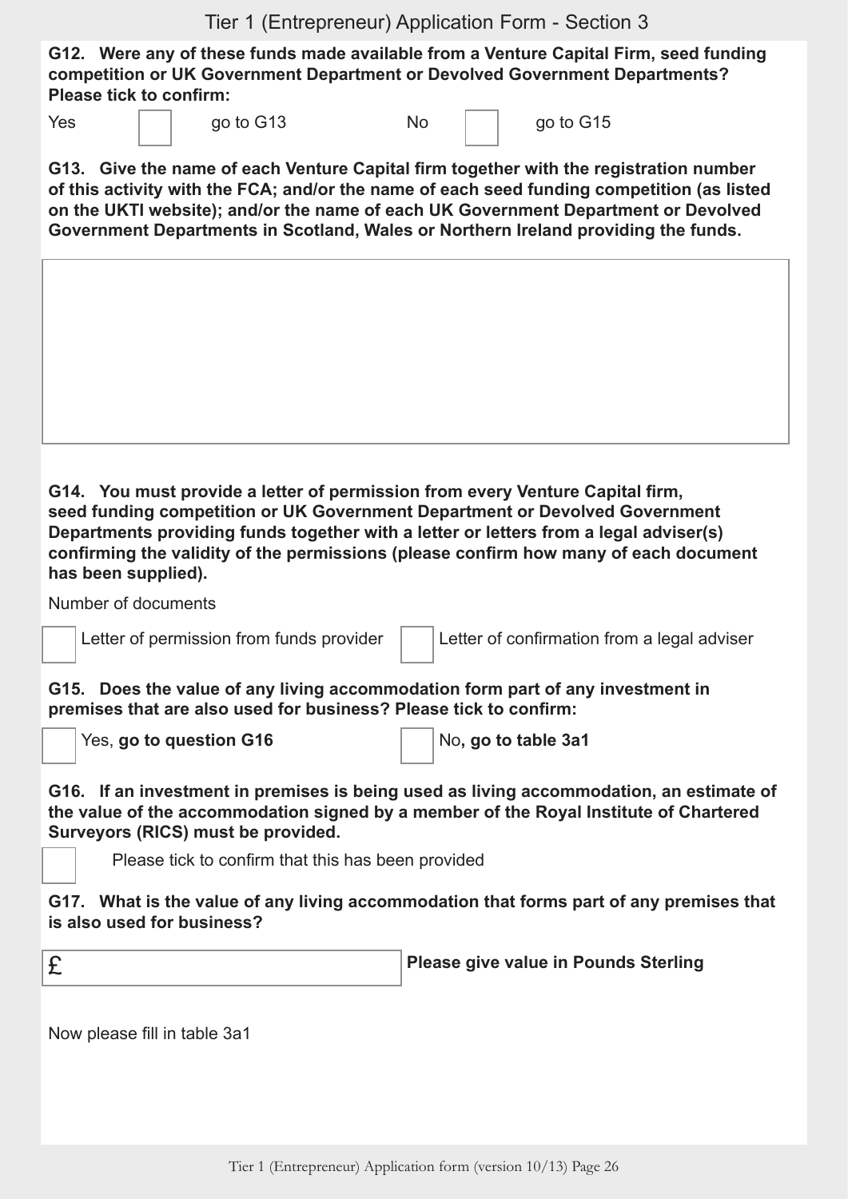**G12. Were any of these funds made available from a Venture Capital Firm, seed funding competition or UK Government Department or Devolved Government Departments? Please tick to confirm:**

Yes ☐ go to G13 No ☐ go to G15

**G13. Give the name of each Venture Capital firm together with the registration number of this activity with the FCA; and/or the name of each seed funding competition (as listed on the UKTI website); and/or the name of each UK Government Department or Devolved Government Departments in Scotland, Wales or Northern Ireland providing the funds.**

| |
|---|
| |

**G14. You must provide a letter of permission from every Venture Capital firm, seed funding competition or UK Government Department or Devolved Government Departments providing funds together with a letter or letters from a legal adviser(s) confirming the validity of the permissions (please confirm how many of each document has been supplied).**

Number of documents

☐ Letter of permission from funds provider ☐ Letter of confirmation from a legal adviser

**G15. Does the value of any living accommodation form part of any investment in premises that are also used for business? Please tick to confirm:**

☐ Yes, **go to question G16** ☐ No**, go to table 3a1**

**G16. If an investment in premises is being used as living accommodation, an estimate of the value of the accommodation signed by a member of the Royal Institute of Chartered Surveyors (RICS) must be provided.**

☐ Please tick to confirm that this has been provided

**G17. What is the value of any living accommodation that forms part of any premises that is also used for business?**

£ ______ **Please give value in Pounds Sterling**

Now please fill in table 3a1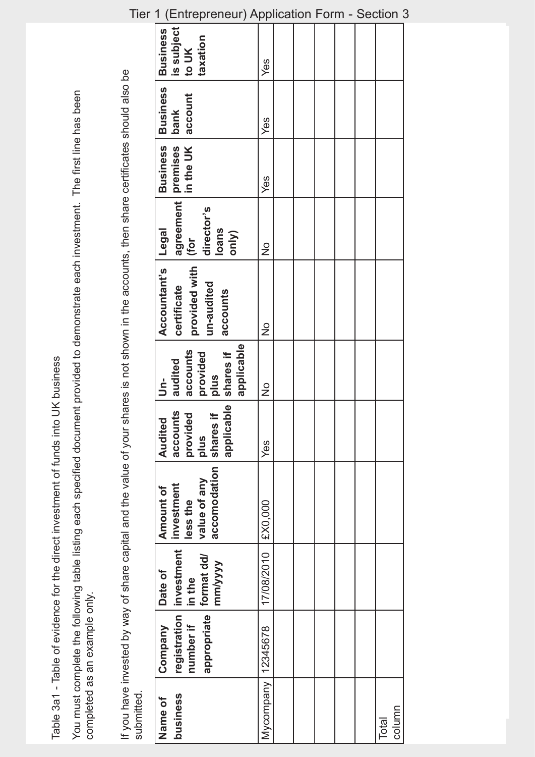Table 3a1 - Table of evidence for the direct investment of funds into UK business

You must complete the following table listing each specified document provided to demonstrate each investment. The first line has been completed as an example only.

If you have invested by way of share capital and the value of your shares is not shown in the accounts, then share certificates should also be submitted.

| Name of business | Company registration number if appropriate | Date of investment in the format dd/mm/yyyy | Amount of investment less the value of any accomodation | Audited accounts provided plus shares if applicable | Un-audited accounts provided plus shares if applicable | Accountant's certificate provided with un-audited accounts | Legal agreement (for director's loans only) | Business premises in the UK | Business bank account | Business is subject to UK taxation |
|---|---|---|---|---|---|---|---|---|---|---|
| Mycompany | 12345678 | 17/08/2010 | £X0,000 | Yes | No | No | No | Yes | Yes | Yes |
| | | | | | | | | | | |
| | | | | | | | | | | |
| | | | | | | | | | | |
| | | | | | | | | | | |
| | | | | | | | | | | |
| Total column | | | | | | | | | | |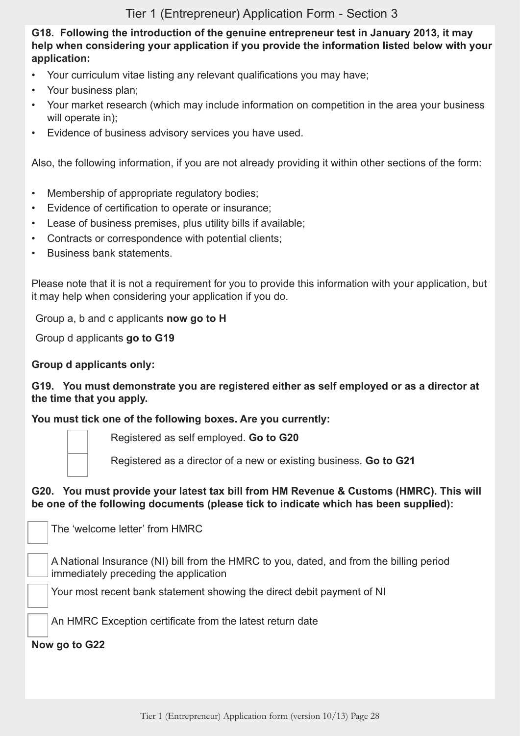**G18. Following the introduction of the genuine entrepreneur test in January 2013, it may help when considering your application if you provide the information listed below with your application:**

- Your curriculum vitae listing any relevant qualifications you may have;
- Your business plan;
- Your market research (which may include information on competition in the area your business will operate in);
- Evidence of business advisory services you have used.

Also, the following information, if you are not already providing it within other sections of the form:

- Membership of appropriate regulatory bodies;
- Evidence of certification to operate or insurance;
- Lease of business premises, plus utility bills if available;
- Contracts or correspondence with potential clients;
- Business bank statements.

Please note that it is not a requirement for you to provide this information with your application, but it may help when considering your application if you do.

Group a, b and c applicants **now go to H**

Group d applicants **go to G19**

**Group d applicants only:**

**G19. You must demonstrate you are registered either as self employed or as a director at the time that you apply.**

**You must tick one of the following boxes. Are you currently:**

- ☐ Registered as self employed. **Go to G20**
- ☐ Registered as a director of a new or existing business. **Go to G21**

**G20. You must provide your latest tax bill from HM Revenue & Customs (HMRC). This will be one of the following documents (please tick to indicate which has been supplied):**

- ☐ The 'welcome letter' from HMRC
- ☐ A National Insurance (NI) bill from the HMRC to you, dated, and from the billing period immediately preceding the application
- ☐ Your most recent bank statement showing the direct debit payment of NI
- ☐ An HMRC Exception certificate from the latest return date

**Now go to G22**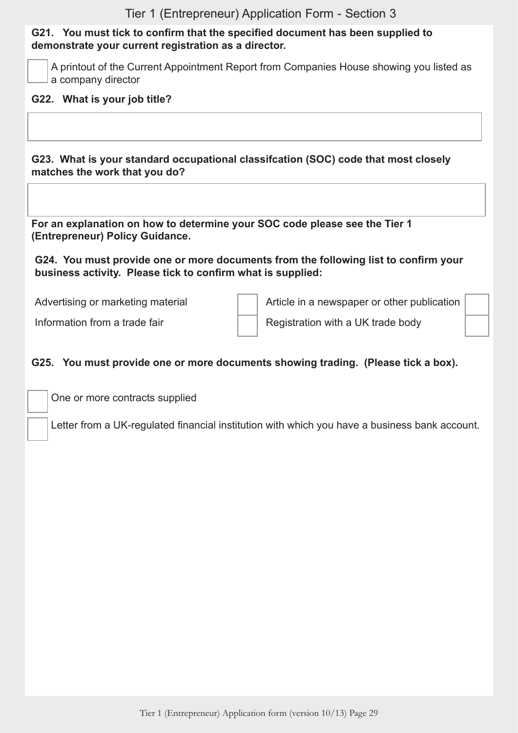## Tier 1 (Entrepreneur) Application Form - Section 3

**G21. You must tick to confirm that the specified document has been supplied to demonstrate your current registration as a director.**

☐ A printout of the Current Appointment Report from Companies House showing you listed as a company director

**G22. What is your job title?**

| |
|---|
| |

**G23. What is your standard occupational classifcation (SOC) code that most closely matches the work that you do?**

| |
|---|
| |

**For an explanation on how to determine your SOC code please see the Tier 1 (Entrepreneur) Policy Guidance.**

**G24. You must provide one or more documents from the following list to confirm your business activity. Please tick to confirm what is supplied:**

| | | | |
|---|---|---|---|
| Advertising or marketing material | ☐ | Article in a newspaper or other publication | ☐ |
| Information from a trade fair | ☐ | Registration with a UK trade body | ☐ |

**G25. You must provide one or more documents showing trading. (Please tick a box).**

☐ One or more contracts supplied

☐ Letter from a UK-regulated financial institution with which you have a business bank account.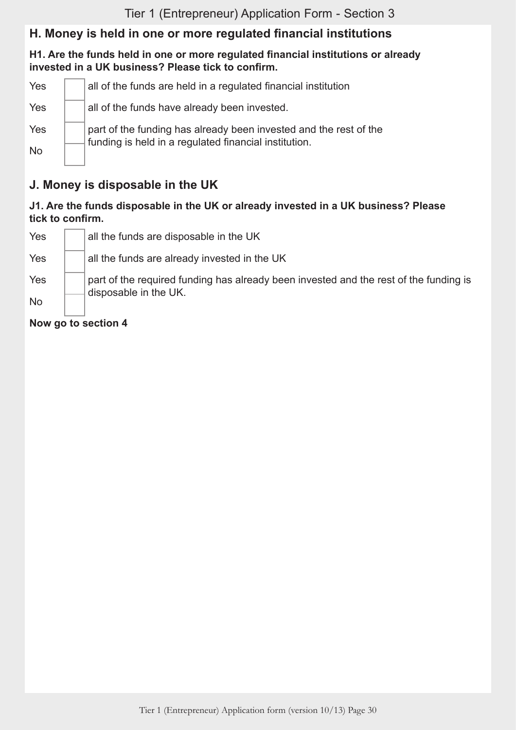## H. Money is held in one or more regulated financial institutions

**H1. Are the funds held in one or more regulated financial institutions or already invested in a UK business? Please tick to confirm.**

Yes ☐ all of the funds are held in a regulated financial institution

Yes ☐ all of the funds have already been invested.

Yes ☐ part of the funding has already been invested and the rest of the funding is held in a regulated financial institution.

No ☐

## J. Money is disposable in the UK

**J1. Are the funds disposable in the UK or already invested in a UK business? Please tick to confirm.**

Yes ☐ all the funds are disposable in the UK

Yes ☐ all the funds are already invested in the UK

Yes ☐ part of the required funding has already been invested and the rest of the funding is disposable in the UK.

No ☐

**Now go to section 4**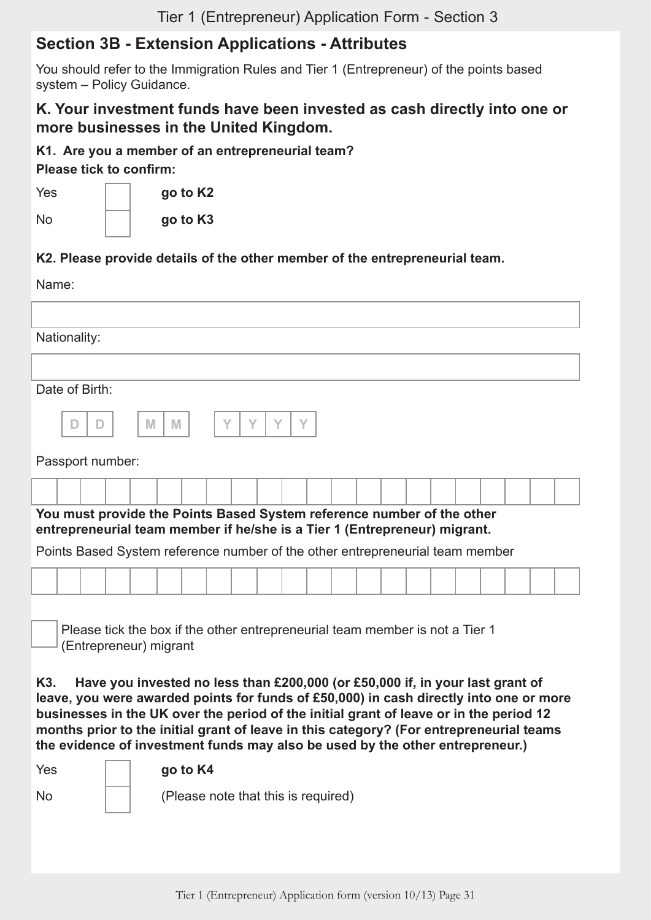## Section 3B - Extension Applications - Attributes

You should refer to the Immigration Rules and Tier 1 (Entrepreneur) of the points based system – Policy Guidance.

### K. Your investment funds have been invested as cash directly into one or more businesses in the United Kingdom.

**K1. Are you a member of an entrepreneurial team?**

**Please tick to confirm:**

| | | |
|---|---|---|
| Yes | ☐ | **go to K2** |
| No | ☐ | **go to K3** |

**K2. Please provide details of the other member of the entrepreneurial team.**

Name:

Nationality:

Date of Birth:

D D M M Y Y Y Y

Passport number:

**You must provide the Points Based System reference number of the other entrepreneurial team member if he/she is a Tier 1 (Entrepreneur) migrant.**

Points Based System reference number of the other entrepreneurial team member

☐ Please tick the box if the other entrepreneurial team member is not a Tier 1 (Entrepreneur) migrant

**K3. Have you invested no less than £200,000 (or £50,000 if, in your last grant of leave, you were awarded points for funds of £50,000) in cash directly into one or more businesses in the UK over the period of the initial grant of leave or in the period 12 months prior to the initial grant of leave in this category? (For entrepreneurial teams the evidence of investment funds may also be used by the other entrepreneur.)**

| | | |
|---|---|---|
| Yes | ☐ | **go to K4** |
| No | ☐ | (Please note that this is required) |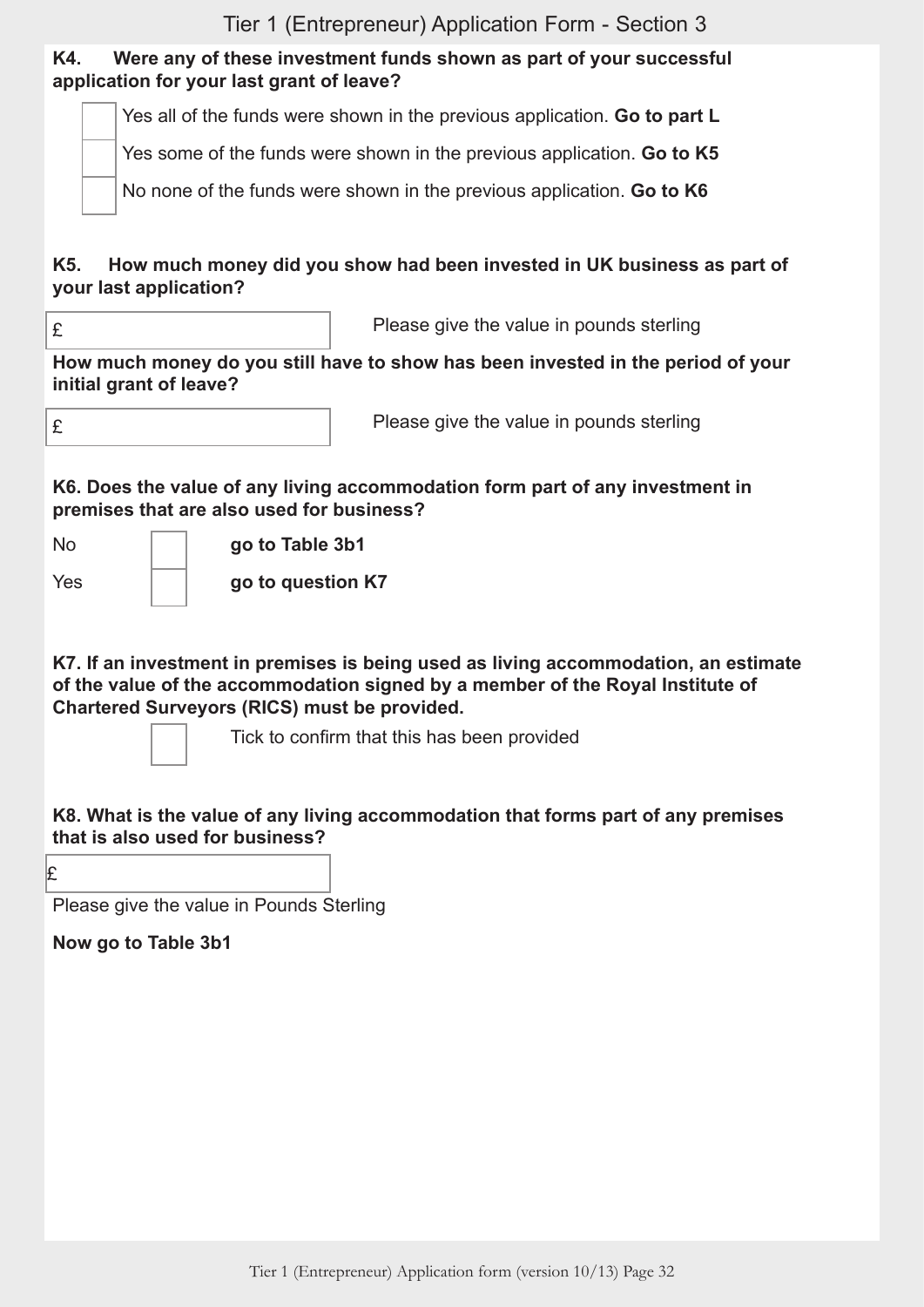**K4. Were any of these investment funds shown as part of your successful application for your last grant of leave?**

- [ ] Yes all of the funds were shown in the previous application. **Go to part L**
- [ ] Yes some of the funds were shown in the previous application. **Go to K5**
- [ ] No none of the funds were shown in the previous application. **Go to K6**

**K5. How much money did you show had been invested in UK business as part of your last application?**

£ ______ Please give the value in pounds sterling

**How much money do you still have to show has been invested in the period of your initial grant of leave?**

£ ______ Please give the value in pounds sterling

**K6. Does the value of any living accommodation form part of any investment in premises that are also used for business?**

No [ ] **go to Table 3b1**

Yes [ ] **go to question K7**

**K7. If an investment in premises is being used as living accommodation, an estimate of the value of the accommodation signed by a member of the Royal Institute of Chartered Surveyors (RICS) must be provided.**

[ ] Tick to confirm that this has been provided

**K8. What is the value of any living accommodation that forms part of any premises that is also used for business?**

£ ______

Please give the value in Pounds Sterling

**Now go to Table 3b1**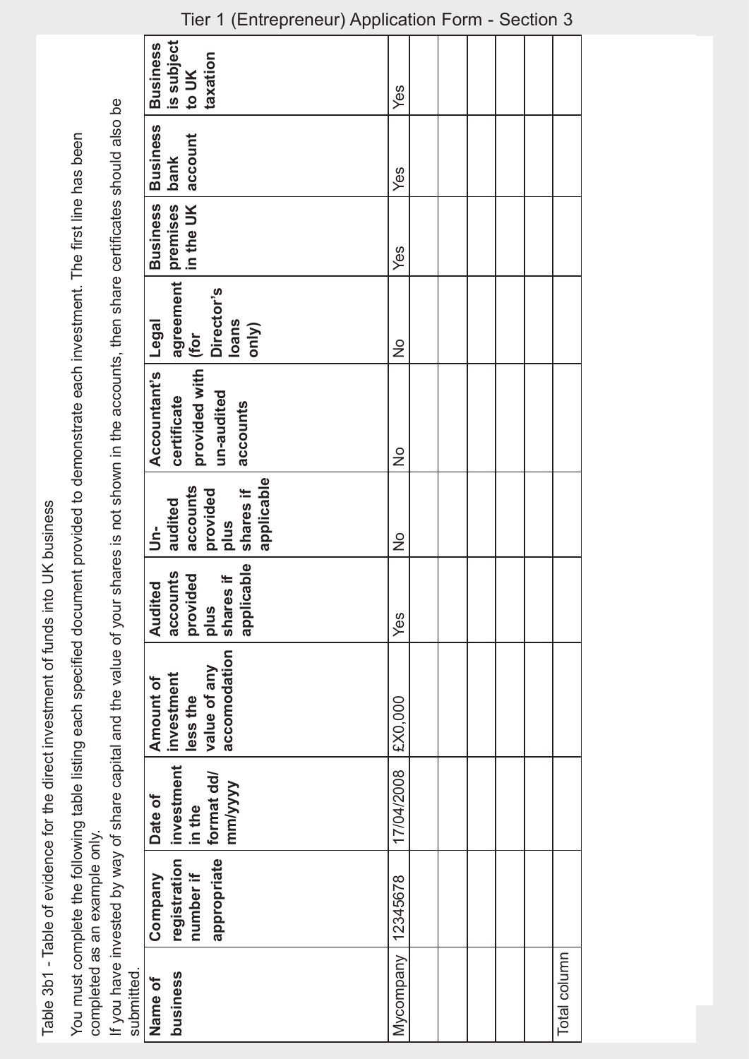Table 3b1 - Table of evidence for the direct investment of funds into UK business

You must complete the following table listing each specified document provided to demonstrate each investment. The first line has been completed as an example only.

If you have invested by way of share capital and the value of your shares is not shown in the accounts, then share certificates should also be submitted.

| Name of business | Company registration number if appropriate | Date of investment in the format dd/mm/yyyy | Amount of investment less the value of any accomodation | Audited accounts provided plus shares if applicable | Un-audited accounts provided plus shares if applicable | Accountant's certificate provided with un-audited accounts | Legal agreement (for Director's loans only) | Business premises in the UK | Business bank account | Business is subject to UK taxation |
|---|---|---|---|---|---|---|---|---|---|---|
| Mycompany | 12345678 | 17/04/2008 | £X0,000 | Yes | No | No | No | Yes | Yes | Yes |
| | | | | | | | | | | |
| | | | | | | | | | | |
| | | | | | | | | | | |
| | | | | | | | | | | |
| | | | | | | | | | | |
| Total column | | | | | | | | | | |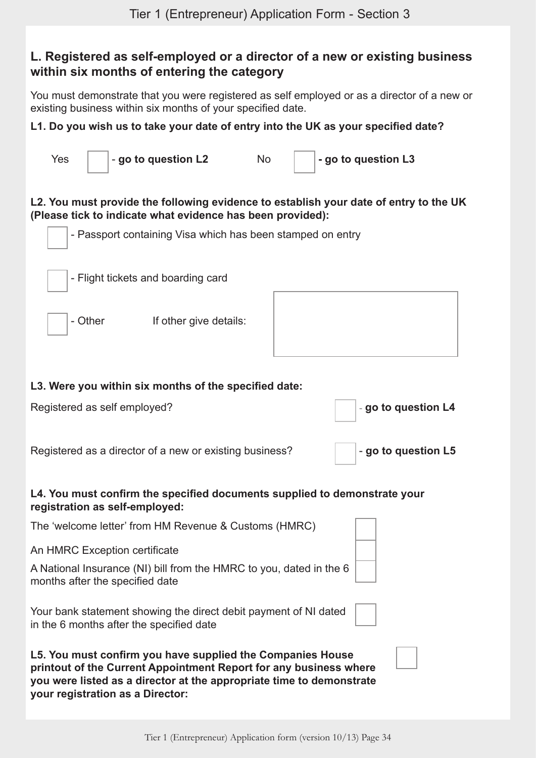## L. Registered as self-employed or a director of a new or existing business within six months of entering the category

You must demonstrate that you were registered as self employed or as a director of a new or existing business within six months of your specified date.

**L1. Do you wish us to take your date of entry into the UK as your specified date?**

Yes ☐ - **go to question L2** No ☐ **- go to question L3**

**L2. You must provide the following evidence to establish your date of entry to the UK (Please tick to indicate what evidence has been provided):**

☐ - Passport containing Visa which has been stamped on entry

☐ - Flight tickets and boarding card

☐ - Other If other give details: ☐

**L3. Were you within six months of the specified date:**

Registered as self employed? ☐ - **go to question L4**

Registered as a director of a new or existing business? ☐ - **go to question L5**

**L4. You must confirm the specified documents supplied to demonstrate your registration as self-employed:**

The 'welcome letter' from HM Revenue & Customs (HMRC) ☐

An HMRC Exception certificate ☐

A National Insurance (NI) bill from the HMRC to you, dated in the 6 months after the specified date ☐

Your bank statement showing the direct debit payment of NI dated in the 6 months after the specified date ☐

**L5. You must confirm you have supplied the Companies House printout of the Current Appointment Report for any business where you were listed as a director at the appropriate time to demonstrate your registration as a Director:** ☐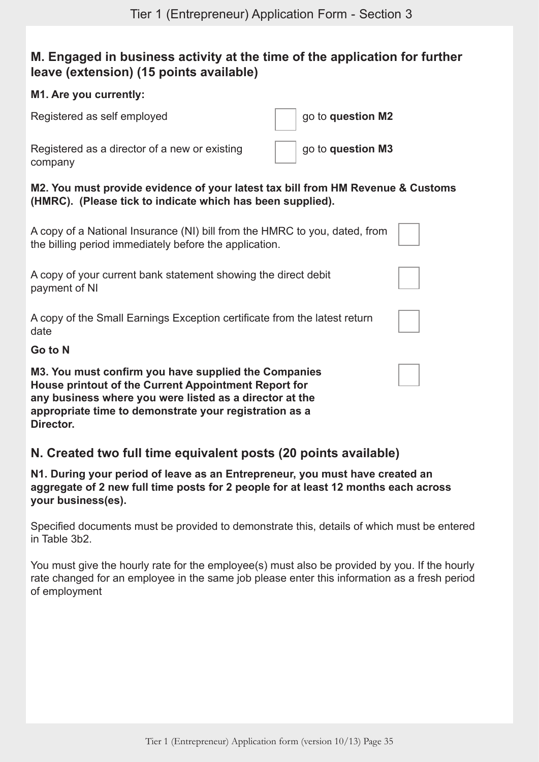## M. Engaged in business activity at the time of the application for further leave (extension) (15 points available)

**M1. Are you currently:**

| | | |
|---|---|---|
| Registered as self employed | ☐ | go to **question M2** |
| Registered as a director of a new or existing company | ☐ | go to **question M3** |

**M2. You must provide evidence of your latest tax bill from HM Revenue & Customs (HMRC). (Please tick to indicate which has been supplied).**

| | |
|---|---|
| A copy of a National Insurance (NI) bill from the HMRC to you, dated, from the billing period immediately before the application. | ☐ |
| A copy of your current bank statement showing the direct debit payment of NI | ☐ |
| A copy of the Small Earnings Exception certificate from the latest return date | ☐ |

**Go to N**

| | |
|---|---|
| **M3. You must confirm you have supplied the Companies House printout of the Current Appointment Report for any business where you were listed as a director at the appropriate time to demonstrate your registration as a Director.** | ☐ |

## N. Created two full time equivalent posts (20 points available)

**N1. During your period of leave as an Entrepreneur, you must have created an aggregate of 2 new full time posts for 2 people for at least 12 months each across your business(es).**

Specified documents must be provided to demonstrate this, details of which must be entered in Table 3b2.

You must give the hourly rate for the employee(s) must also be provided by you. If the hourly rate changed for an employee in the same job please enter this information as a fresh period of employment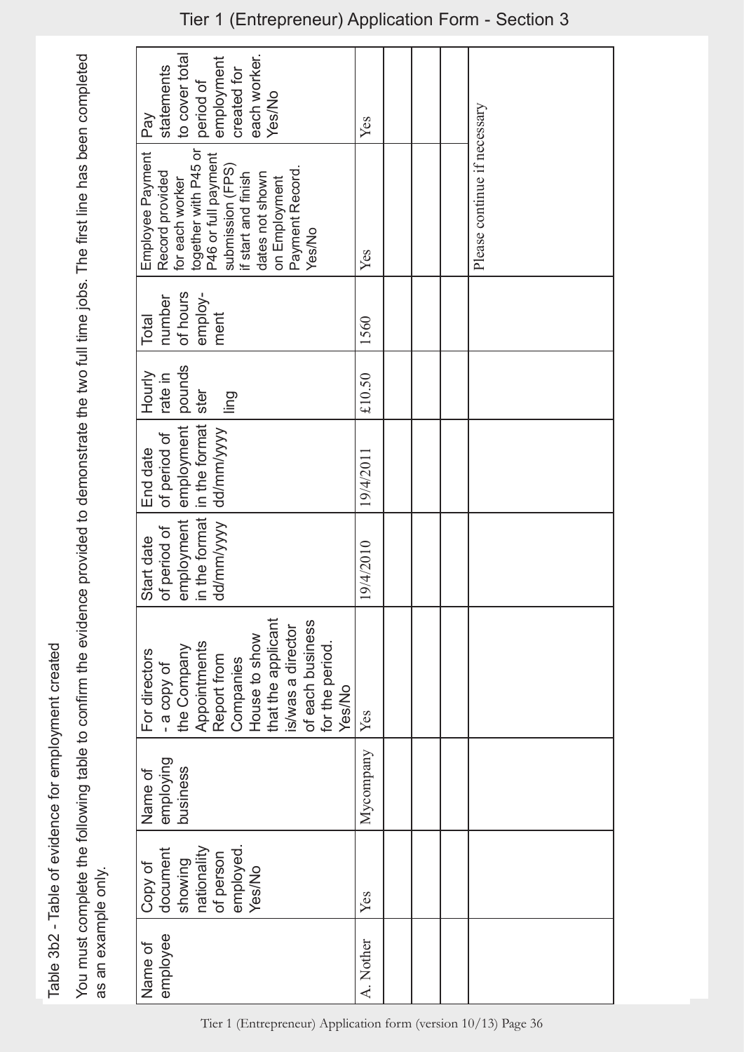Table 3b2 - Table of evidence for employment created

You must complete the following table to confirm the evidence provided to demonstrate the two full time jobs. The first line has been completed as an example only.

| Name of employee | Copy of document showing nationality of person employed. Yes/No | Name of employing business | For directors - a copy of the Company Appointments Report from Companies House to show that the applicant is/was a director of each business for the period. Yes/No | Start date of period of employment in the format dd/mm/yyyy | End date of period of employment in the format dd/mm/yyyy | Hourly rate in pounds sterling | Total number of hours employment | Employee Payment Record provided for each worker together with P45 or P46 or full payment submission (FPS) if start and finish dates not shown on Employment Payment Record. Yes/No | Pay statements to cover total period of employment created for each worker. Yes/No |
|---|---|---|---|---|---|---|---|---|---|
| A. Nother | Yes | Mycompany | Yes | 19/4/2010 | 19/4/2011 | £10.50 | 1560 | Yes | Yes |
| | | | | | | | | | |
| | | | | | | | | | |
| | | | | | | | | | |
| Please continue if necessary | | | | | | | | | |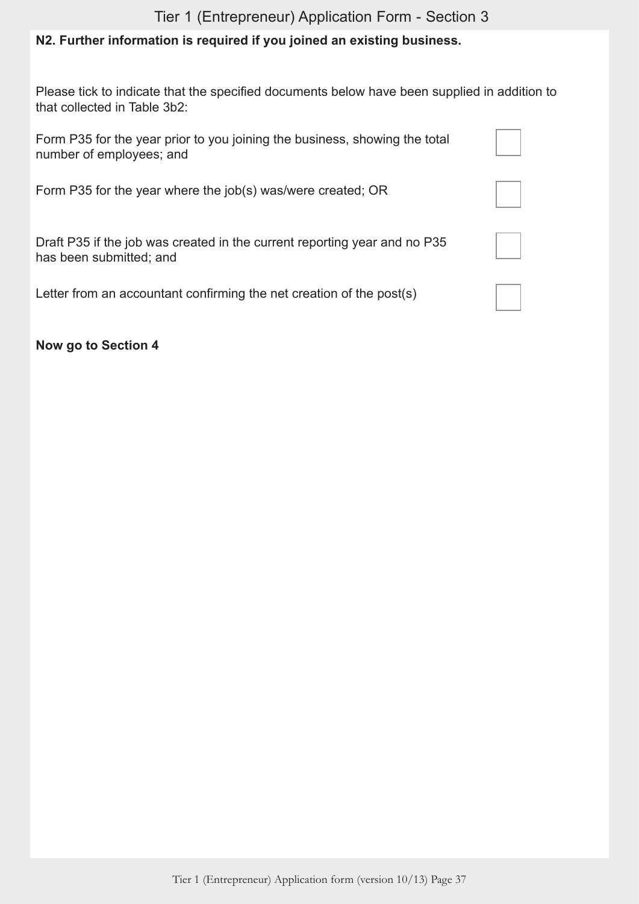**N2. Further information is required if you joined an existing business.**

Please tick to indicate that the specified documents below have been supplied in addition to that collected in Table 3b2:

| | |
|---|---|
| Form P35 for the year prior to you joining the business, showing the total number of employees; and | ☐ |
| Form P35 for the year where the job(s) was/were created; OR | ☐ |
| Draft P35 if the job was created in the current reporting year and no P35 has been submitted; and | ☐ |
| Letter from an accountant confirming the net creation of the post(s) | ☐ |

**Now go to Section 4**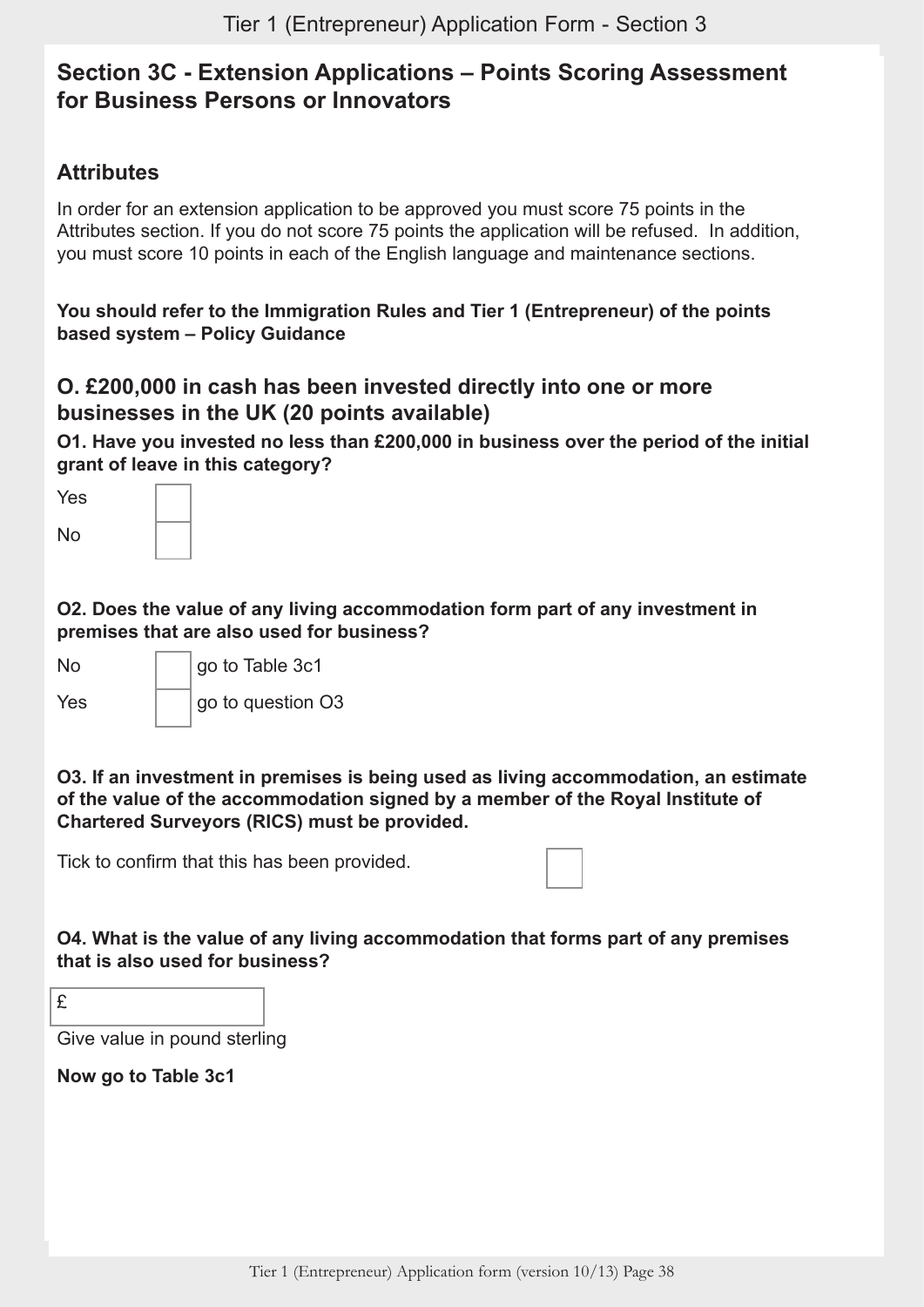## Section 3C - Extension Applications – Points Scoring Assessment for Business Persons or Innovators

### Attributes

In order for an extension application to be approved you must score 75 points in the Attributes section. If you do not score 75 points the application will be refused. In addition, you must score 10 points in each of the English language and maintenance sections.

**You should refer to the Immigration Rules and Tier 1 (Entrepreneur) of the points based system – Policy Guidance**

### O. £200,000 in cash has been invested directly into one or more businesses in the UK (20 points available)

**O1. Have you invested no less than £200,000 in business over the period of the initial grant of leave in this category?**

Yes ☐

No ☐

**O2. Does the value of any living accommodation form part of any investment in premises that are also used for business?**

No ☐ go to Table 3c1

Yes ☐ go to question O3

**O3. If an investment in premises is being used as living accommodation, an estimate of the value of the accommodation signed by a member of the Royal Institute of Chartered Surveyors (RICS) must be provided.**

Tick to confirm that this has been provided. ☐

**O4. What is the value of any living accommodation that forms part of any premises that is also used for business?**

£ ______

Give value in pound sterling

**Now go to Table 3c1**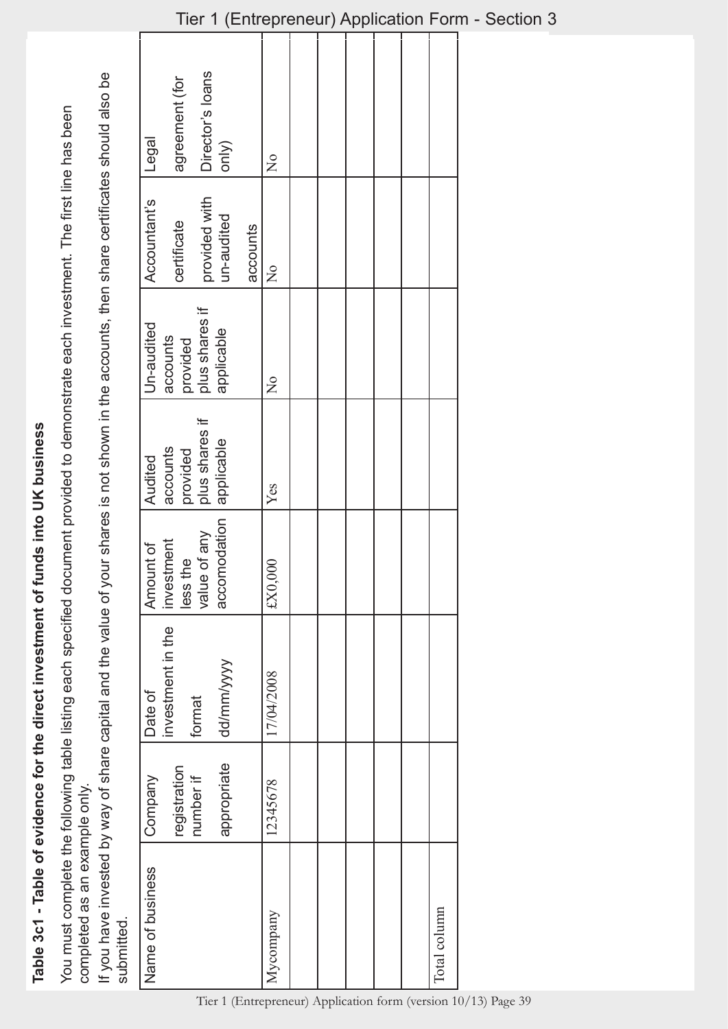**Table 3c1 - Table of evidence for the direct investment of funds into UK business**

You must complete the following table listing each specified document provided to demonstrate each investment. The first line has been completed as an example only.

If you have invested by way of share capital and the value of your shares is not shown in the accounts, then share certificates should also be submitted.

| Name of business | Company registration number if appropriate | Date of investment in the format dd/mm/yyyy | Amount of investment less the value of any accomodation | Audited accounts provided plus shares if applicable | Un-audited accounts provided plus shares if applicable | Accountant's certificate provided with un-audited accounts | Legal agreement (for Director's loans only) |
|---|---|---|---|---|---|---|---|
| Mycompany | 12345678 | 17/04/2008 | £X0,000 | Yes | No | No | No |
| | | | | | | | |
| | | | | | | | |
| | | | | | | | |
| | | | | | | | |
| | | | | | | | |
| Total column | | | | | | | |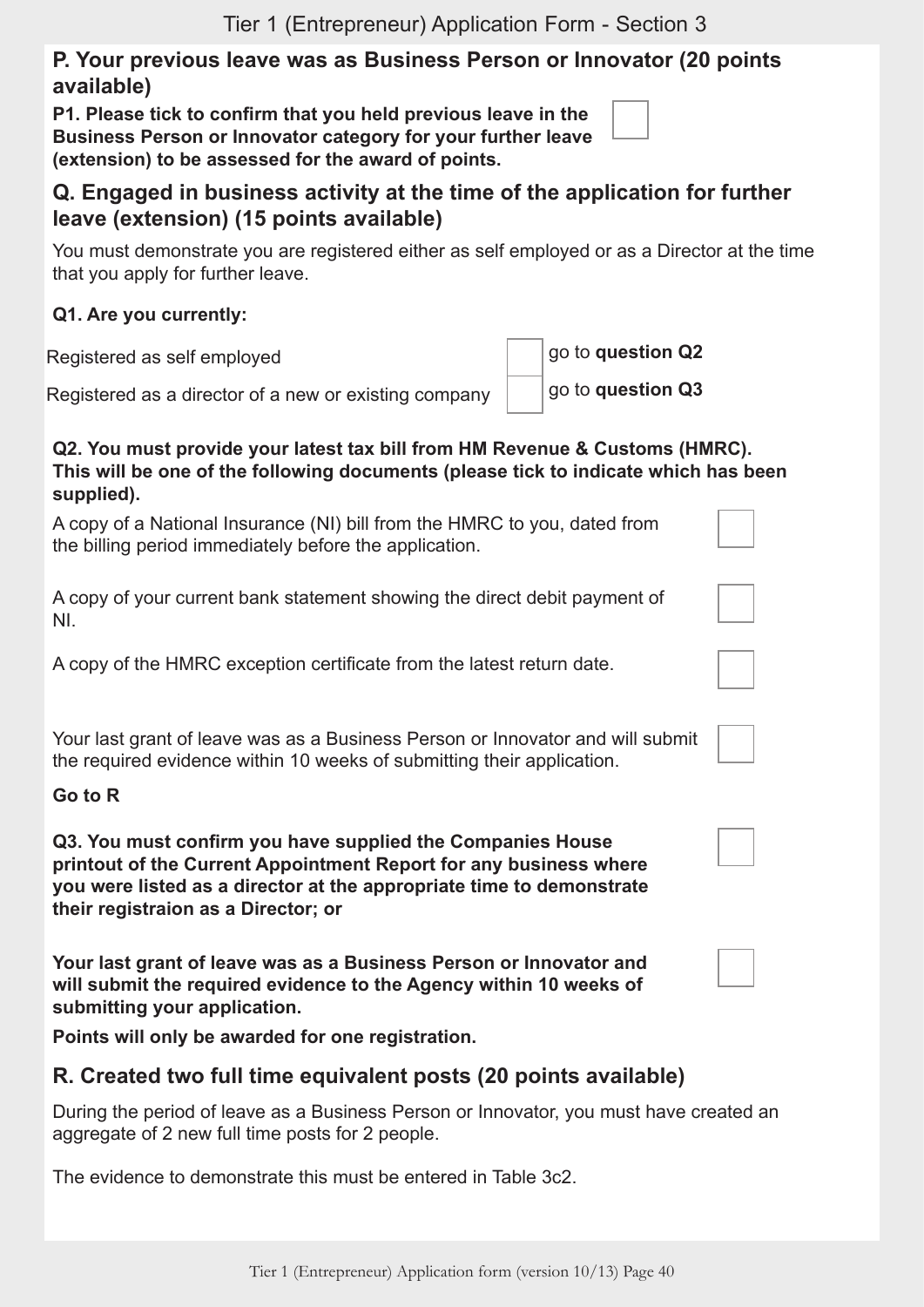## P. Your previous leave was as Business Person or Innovator (20 points available)

**P1. Please tick to confirm that you held previous leave in the Business Person or Innovator category for your further leave (extension) to be assessed for the award of points.** ☐

## Q. Engaged in business activity at the time of the application for further leave (extension) (15 points available)

You must demonstrate you are registered either as self employed or as a Director at the time that you apply for further leave.

**Q1. Are you currently:**

| | | |
|---|---|---|
| Registered as self employed | ☐ | go to **question Q2** |
| Registered as a director of a new or existing company | ☐ | go to **question Q3** |

**Q2. You must provide your latest tax bill from HM Revenue & Customs (HMRC). This will be one of the following documents (please tick to indicate which has been supplied).**

| | |
|---|---|
| A copy of a National Insurance (NI) bill from the HMRC to you, dated from the billing period immediately before the application. | ☐ |
| A copy of your current bank statement showing the direct debit payment of NI. | ☐ |
| A copy of the HMRC exception certificate from the latest return date. | ☐ |
| Your last grant of leave was as a Business Person or Innovator and will submit the required evidence within 10 weeks of submitting their application. | ☐ |

**Go to R**

**Q3. You must confirm you have supplied the Companies House printout of the Current Appointment Report for any business where you were listed as a director at the appropriate time to demonstrate their registraion as a Director; or** ☐

**Your last grant of leave was as a Business Person or Innovator and will submit the required evidence to the Agency within 10 weeks of submitting your application.** ☐

**Points will only be awarded for one registration.**

## R. Created two full time equivalent posts (20 points available)

During the period of leave as a Business Person or Innovator, you must have created an aggregate of 2 new full time posts for 2 people.

The evidence to demonstrate this must be entered in Table 3c2.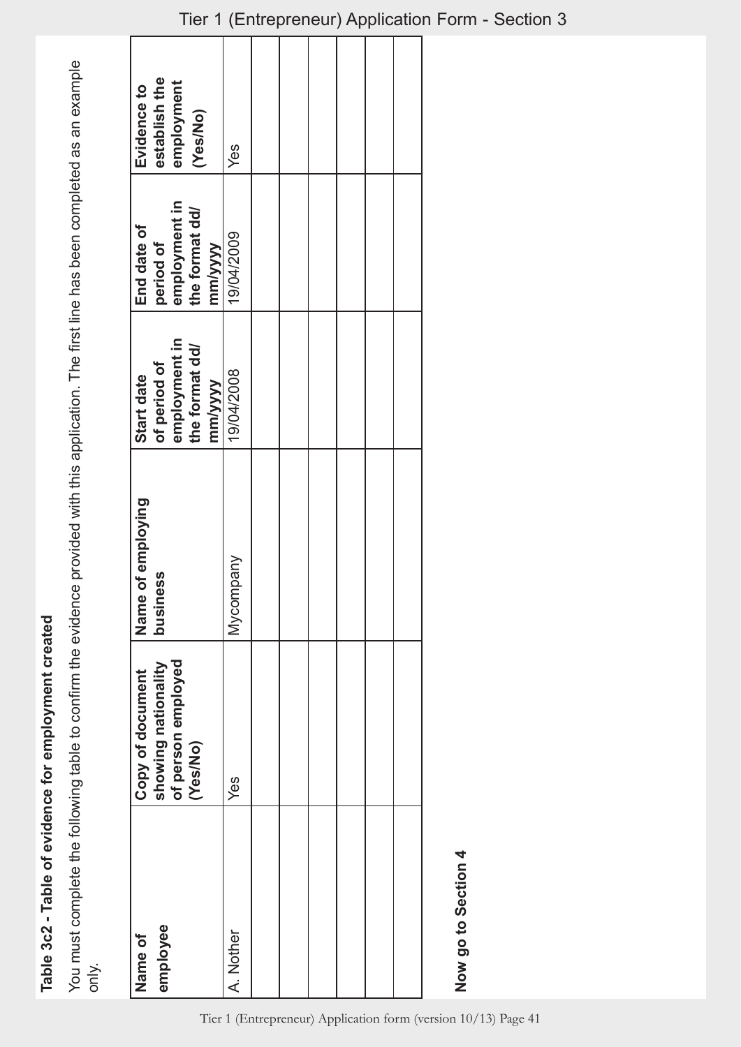## Table 3c2 - Table of evidence for employment created

You must complete the following table to confirm the evidence provided with this application. The first line has been completed as an example only.

| Name of employee | Copy of document showing nationality of person employed (Yes/No) | Name of employing business | Start date of period of employment in the format dd/mm/yyyy | End date of period of employment in the format dd/mm/yyyy | Evidence to establish the employment (Yes/No) |
|---|---|---|---|---|---|
| A. Nother | Yes | Mycompany | 19/04/2008 | 19/04/2009 | Yes |
| | | | | | |
| | | | | | |
| | | | | | |
| | | | | | |
| | | | | | |
| | | | | | |

**Now go to Section 4**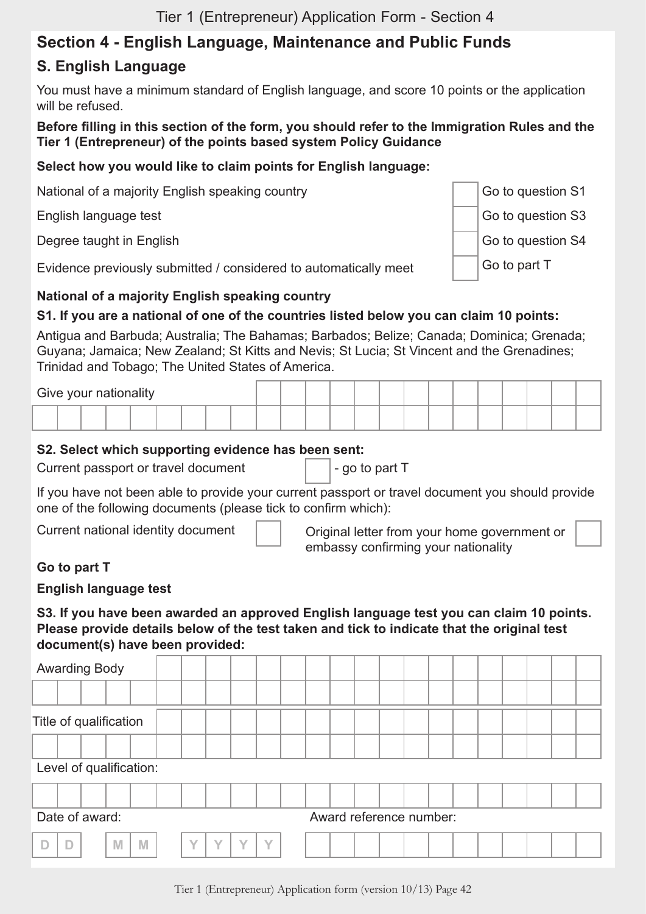## Section 4 - English Language, Maintenance and Public Funds

### S. English Language

You must have a minimum standard of English language, and score 10 points or the application will be refused.

**Before filling in this section of the form, you should refer to the Immigration Rules and the Tier 1 (Entrepreneur) of the points based system Policy Guidance**

**Select how you would like to claim points for English language:**

| | | |
|---|---|---|
| National of a majority English speaking country | ☐ | Go to question S1 |
| English language test | ☐ | Go to question S3 |
| Degree taught in English | ☐ | Go to question S4 |
| Evidence previously submitted / considered to automatically meet | ☐ | Go to part T |

**National of a majority English speaking country**

**S1. If you are a national of one of the countries listed below you can claim 10 points:**

Antigua and Barbuda; Australia; The Bahamas; Barbados; Belize; Canada; Dominica; Grenada; Guyana; Jamaica; New Zealand; St Kitts and Nevis; St Lucia; St Vincent and the Grenadines; Trinidad and Tobago; The United States of America.

Give your nationality

**S2. Select which supporting evidence has been sent:**

Current passport or travel document ☐ - go to part T

If you have not been able to provide your current passport or travel document you should provide one of the following documents (please tick to confirm which):

Current national identity document ☐

Original letter from your home government or embassy confirming your nationality ☐

**Go to part T**

**English language test**

**S3. If you have been awarded an approved English language test you can claim 10 points. Please provide details below of the test taken and tick to indicate that the original test document(s) have been provided:**

Awarding Body

Title of qualification

Level of qualification:

Date of award: D D / M M / Y Y Y Y

Award reference number: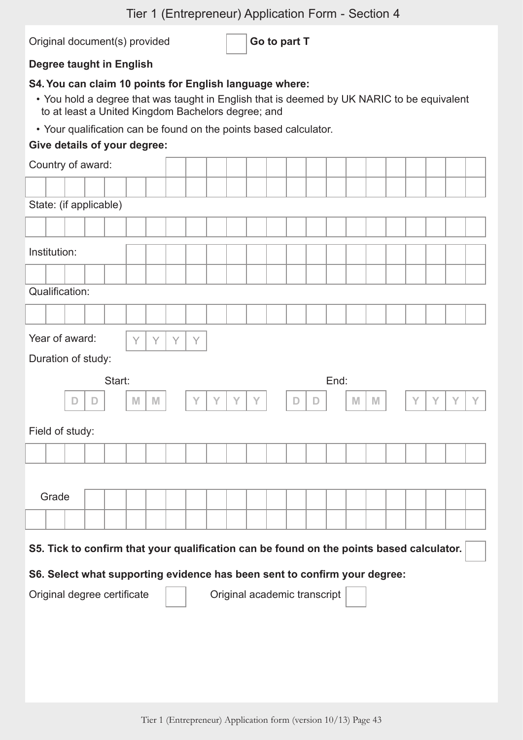Tier 1 (Entrepreneur) Application Form - Section 4

Original document(s) provided ☐ **Go to part T**

**Degree taught in English**

**S4. You can claim 10 points for English language where:**

- You hold a degree that was taught in English that is deemed by UK NARIC to be equivalent to at least a United Kingdom Bachelors degree; and
- Your qualification can be found on the points based calculator.

**Give details of your degree:**

Country of award:

State: (if applicable)

Institution:

Qualification:

Year of award: YYYY

Duration of study:

Start: DD MM YYYY

End: DD MM YYYY

Field of study:

Grade

**S5. Tick to confirm that your qualification can be found on the points based calculator.** ☐

**S6. Select what supporting evidence has been sent to confirm your degree:**

Original degree certificate ☐ Original academic transcript ☐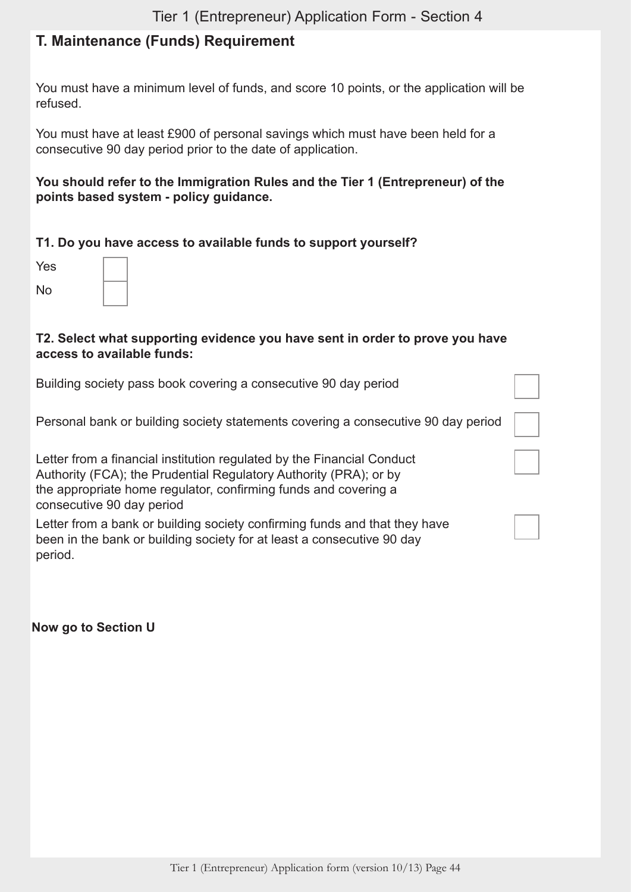## T. Maintenance (Funds) Requirement

You must have a minimum level of funds, and score 10 points, or the application will be refused.

You must have at least £900 of personal savings which must have been held for a consecutive 90 day period prior to the date of application.

**You should refer to the Immigration Rules and the Tier 1 (Entrepreneur) of the points based system - policy guidance.**

**T1. Do you have access to available funds to support yourself?**

Yes ☐

No ☐

**T2. Select what supporting evidence you have sent in order to prove you have access to available funds:**

Building society pass book covering a consecutive 90 day period ☐

Personal bank or building society statements covering a consecutive 90 day period ☐

Letter from a financial institution regulated by the Financial Conduct Authority (FCA); the Prudential Regulatory Authority (PRA); or by the appropriate home regulator, confirming funds and covering a consecutive 90 day period ☐

Letter from a bank or building society confirming funds and that they have been in the bank or building society for at least a consecutive 90 day period. ☐

**Now go to Section U**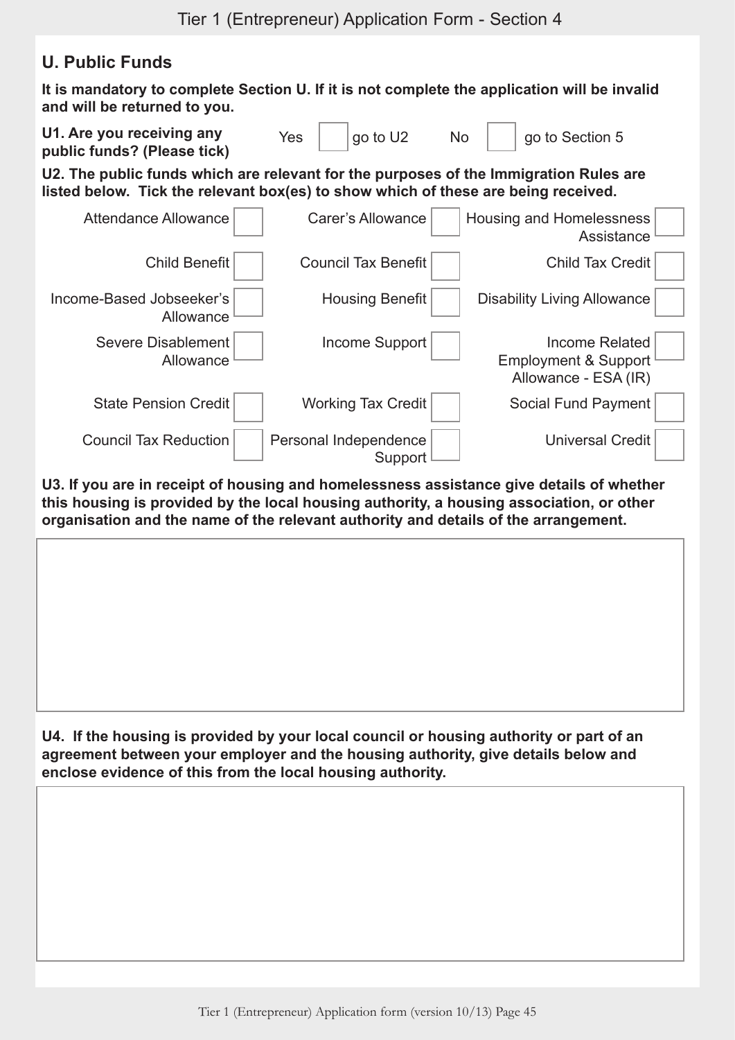## U. Public Funds

**It is mandatory to complete Section U. If it is not complete the application will be invalid and will be returned to you.**

**U1. Are you receiving any public funds? (Please tick)** Yes ☐ go to U2 No ☐ go to Section 5

**U2. The public funds which are relevant for the purposes of the Immigration Rules are listed below. Tick the relevant box(es) to show which of these are being received.**

| | | |
|---|---|---|
| Attendance Allowance ☐ | Carer's Allowance ☐ | Housing and Homelessness Assistance ☐ |
| Child Benefit ☐ | Council Tax Benefit ☐ | Child Tax Credit ☐ |
| Income-Based Jobseeker's Allowance ☐ | Housing Benefit ☐ | Disability Living Allowance ☐ |
| Severe Disablement Allowance ☐ | Income Support ☐ | Income Related Employment & Support Allowance - ESA (IR) ☐ |
| State Pension Credit ☐ | Working Tax Credit ☐ | Social Fund Payment ☐ |
| Council Tax Reduction ☐ | Personal Independence Support ☐ | Universal Credit ☐ |

**U3. If you are in receipt of housing and homelessness assistance give details of whether this housing is provided by the local housing authority, a housing association, or other organisation and the name of the relevant authority and details of the arrangement.**

**U4. If the housing is provided by your local council or housing authority or part of an agreement between your employer and the housing authority, give details below and enclose evidence of this from the local housing authority.**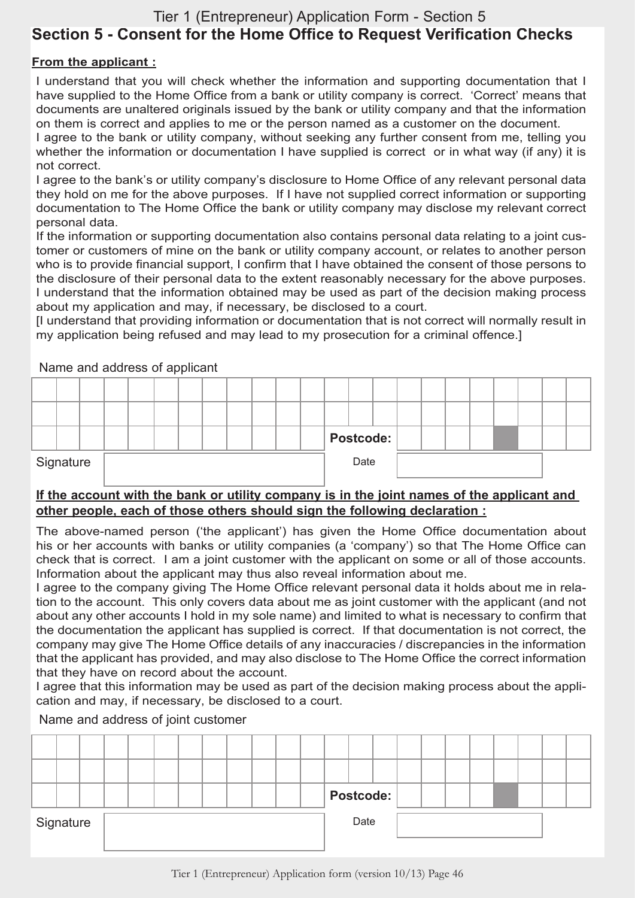## Section 5 - Consent for the Home Office to Request Verification Checks

**From the applicant :**

I understand that you will check whether the information and supporting documentation that I have supplied to the Home Office from a bank or utility company is correct. 'Correct' means that documents are unaltered originals issued by the bank or utility company and that the information on them is correct and applies to me or the person named as a customer on the document.

I agree to the bank or utility company, without seeking any further consent from me, telling you whether the information or documentation I have supplied is correct or in what way (if any) it is not correct.

I agree to the bank's or utility company's disclosure to Home Office of any relevant personal data they hold on me for the above purposes. If I have not supplied correct information or supporting documentation to The Home Office the bank or utility company may disclose my relevant correct personal data.

If the information or supporting documentation also contains personal data relating to a joint customer or customers of mine on the bank or utility company account, or relates to another person who is to provide financial support, I confirm that I have obtained the consent of those persons to the disclosure of their personal data to the extent reasonably necessary for the above purposes.

I understand that the information obtained may be used as part of the decision making process about my application and may, if necessary, be disclosed to a court.

[I understand that providing information or documentation that is not correct will normally result in my application being refused and may lead to my prosecution for a criminal offence.]

Name and address of applicant

| | | | | | | | | | | | | | | | | | | | | | | | |
|---|---|---|---|---|---|---|---|---|---|---|---|---|---|---|---|---|---|---|---|---|---|---|---|
| | | | | | | | | | | | | | | | | | | | | | | | |
| | | | | | | | | | | | | | | | | | | | | | | | |
| | | | | | | | | | | | | Postcode: | | | | | | | | | | | |

Signature ____________________ Date ____________________

**If the account with the bank or utility company is in the joint names of the applicant and other people, each of those others should sign the following declaration :**

The above-named person ('the applicant') has given the Home Office documentation about his or her accounts with banks or utility companies (a 'company') so that The Home Office can check that is correct. I am a joint customer with the applicant on some or all of those accounts. Information about the applicant may thus also reveal information about me.

I agree to the company giving The Home Office relevant personal data it holds about me in relation to the account. This only covers data about me as joint customer with the applicant (and not about any other accounts I hold in my sole name) and limited to what is necessary to confirm that the documentation the applicant has supplied is correct. If that documentation is not correct, the company may give The Home Office details of any inaccuracies / discrepancies in the information that the applicant has provided, and may also disclose to The Home Office the correct information that they have on record about the account.

I agree that this information may be used as part of the decision making process about the application and may, if necessary, be disclosed to a court.

Name and address of joint customer

| | | | | | | | | | | | | | | | | | | | | | | | |
|---|---|---|---|---|---|---|---|---|---|---|---|---|---|---|---|---|---|---|---|---|---|---|---|
| | | | | | | | | | | | | | | | | | | | | | | | |
| | | | | | | | | | | | | | | | | | | | | | | | |
| | | | | | | | | | | | | Postcode: | | | | | | | | | | | |

Signature ____________________ Date ____________________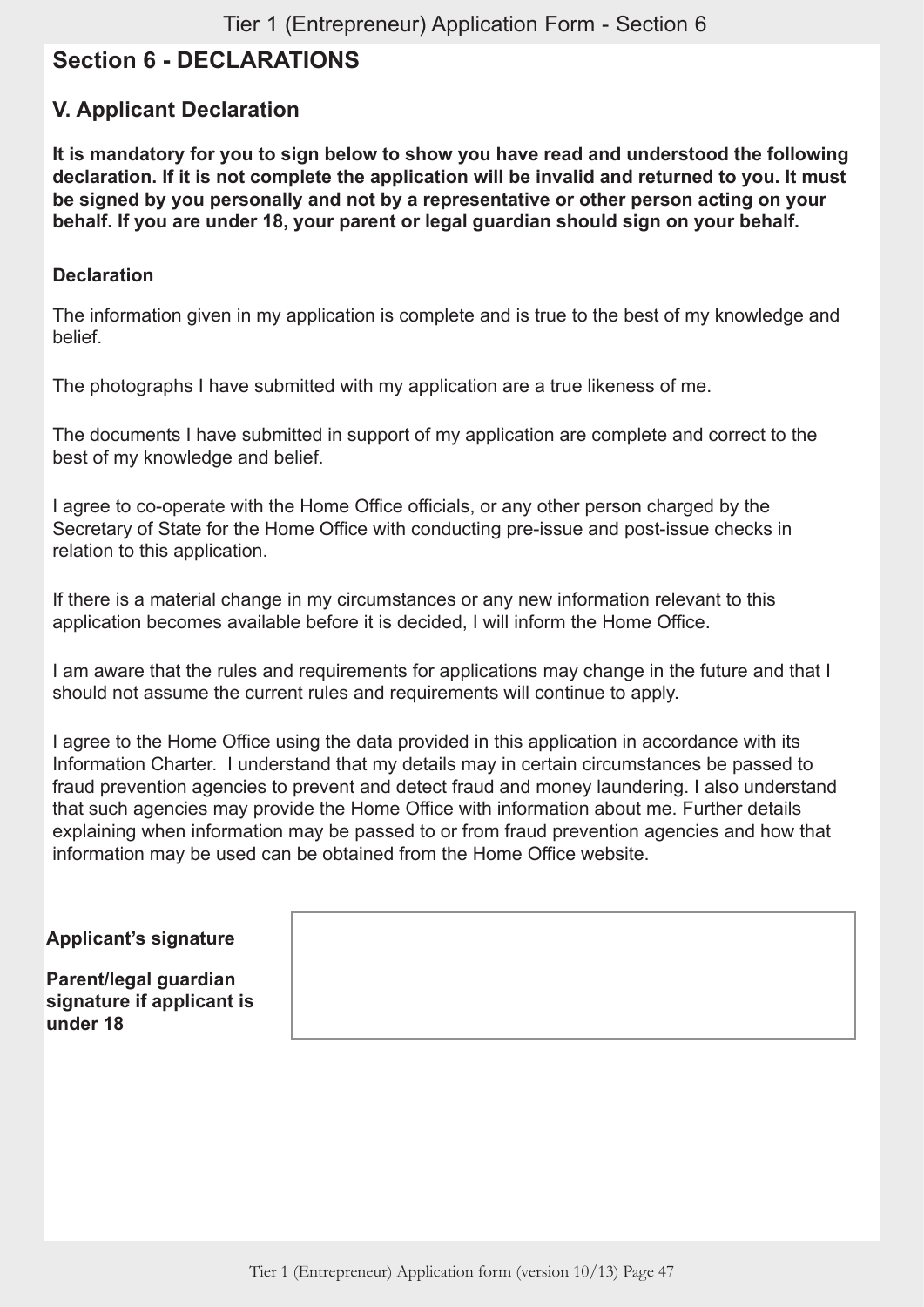## Section 6 - DECLARATIONS

### V. Applicant Declaration

**It is mandatory for you to sign below to show you have read and understood the following declaration. If it is not complete the application will be invalid and returned to you. It must be signed by you personally and not by a representative or other person acting on your behalf. If you are under 18, your parent or legal guardian should sign on your behalf.**

**Declaration**

The information given in my application is complete and is true to the best of my knowledge and belief.

The photographs I have submitted with my application are a true likeness of me.

The documents I have submitted in support of my application are complete and correct to the best of my knowledge and belief.

I agree to co-operate with the Home Office officials, or any other person charged by the Secretary of State for the Home Office with conducting pre-issue and post-issue checks in relation to this application.

If there is a material change in my circumstances or any new information relevant to this application becomes available before it is decided, I will inform the Home Office.

I am aware that the rules and requirements for applications may change in the future and that I should not assume the current rules and requirements will continue to apply.

I agree to the Home Office using the data provided in this application in accordance with its Information Charter. I understand that my details may in certain circumstances be passed to fraud prevention agencies to prevent and detect fraud and money laundering. I also understand that such agencies may provide the Home Office with information about me. Further details explaining when information may be passed to or from fraud prevention agencies and how that information may be used can be obtained from the Home Office website.

| **Applicant's signature**<br><br>**Parent/legal guardian signature if applicant is under 18** | |
|---|---|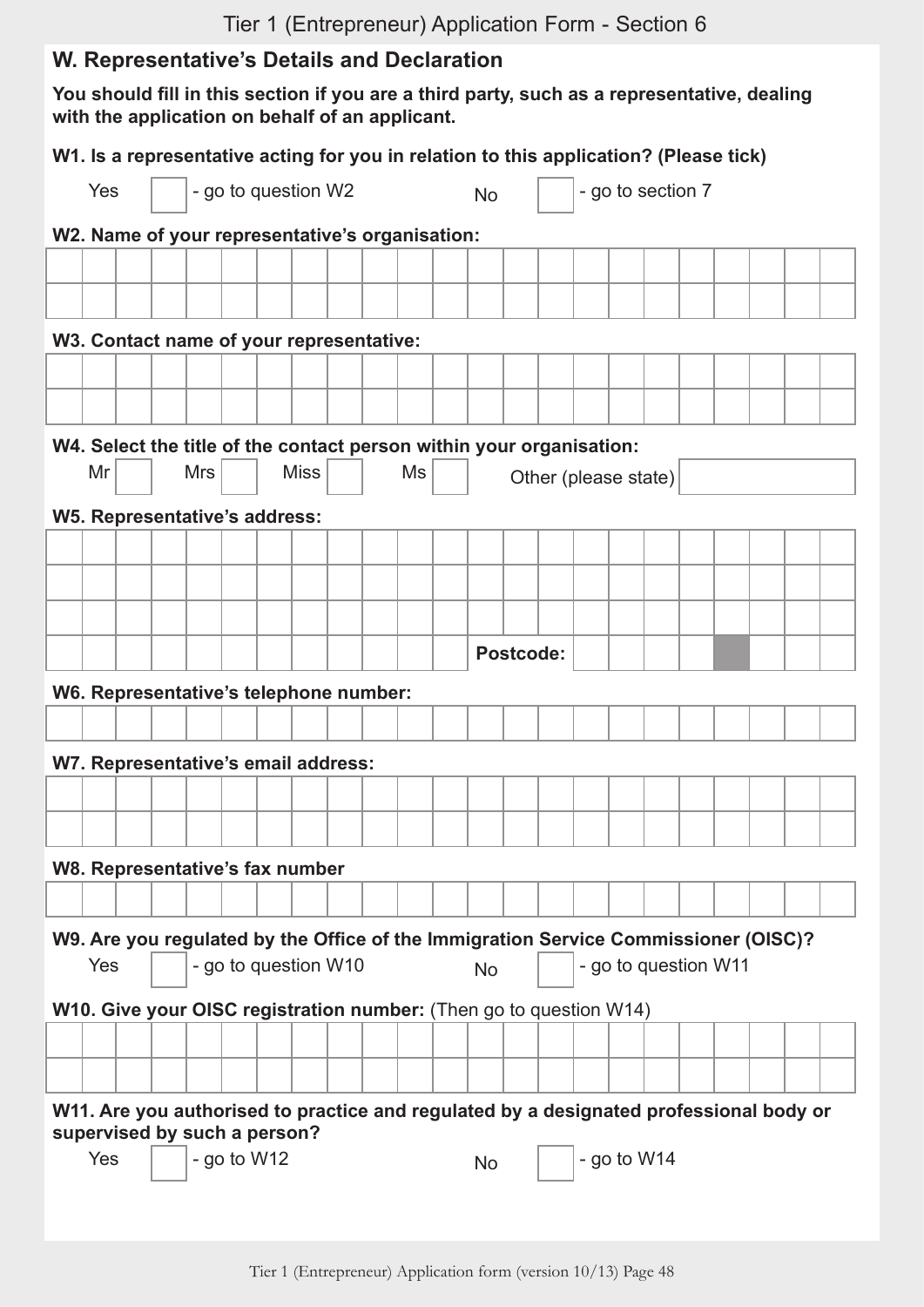## W. Representative's Details and Declaration

**You should fill in this section if you are a third party, such as a representative, dealing with the application on behalf of an applicant.**

**W1. Is a representative acting for you in relation to this application? (Please tick)**

Yes ☐ - go to question W2 No ☐ - go to section 7

**W2. Name of your representative's organisation:**

**W3. Contact name of your representative:**

**W4. Select the title of the contact person within your organisation:**

Mr ☐ Mrs ☐ Miss ☐ Ms ☐ Other (please state) ☐

**W5. Representative's address:**

**Postcode:**

**W6. Representative's telephone number:**

**W7. Representative's email address:**

**W8. Representative's fax number**

**W9. Are you regulated by the Office of the Immigration Service Commissioner (OISC)?**

Yes ☐ - go to question W10 No ☐ - go to question W11

**W10. Give your OISC registration number:** (Then go to question W14)

**W11. Are you authorised to practice and regulated by a designated professional body or supervised by such a person?**

Yes ☐ - go to W12 No ☐ - go to W14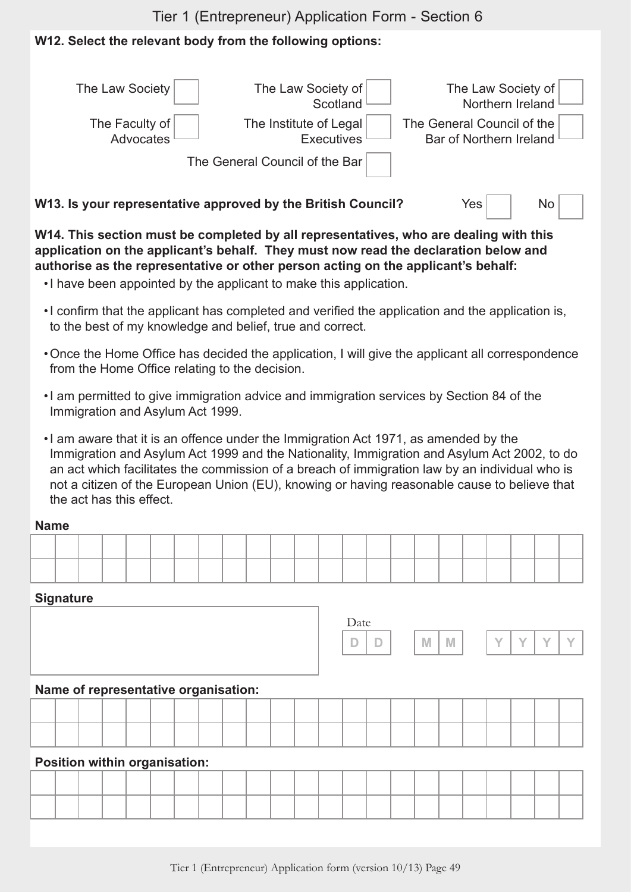## Tier 1 (Entrepreneur) Application Form - Section 6

**W12. Select the relevant body from the following options:**

- The Law Society ☐
- The Law Society of Scotland ☐
- The Law Society of Northern Ireland ☐
- The Faculty of Advocates ☐
- The Institute of Legal Executives ☐
- The General Council of the Bar of Northern Ireland ☐
- The General Council of the Bar ☐

**W13. Is your representative approved by the British Council?** Yes ☐ No ☐

**W14. This section must be completed by all representatives, who are dealing with this application on the applicant's behalf. They must now read the declaration below and authorise as the representative or other person acting on the applicant's behalf:**

- I have been appointed by the applicant to make this application.
- I confirm that the applicant has completed and verified the application and the application is, to the best of my knowledge and belief, true and correct.
- Once the Home Office has decided the application, I will give the applicant all correspondence from the Home Office relating to the decision.
- I am permitted to give immigration advice and immigration services by Section 84 of the Immigration and Asylum Act 1999.
- I am aware that it is an offence under the Immigration Act 1971, as amended by the Immigration and Asylum Act 1999 and the Nationality, Immigration and Asylum Act 2002, to do an act which facilitates the commission of a breach of immigration law by an individual who is not a citizen of the European Union (EU), knowing or having reasonable cause to believe that the act has this effect.

**Name**

______________________________

**Signature**

______________________________

Date: D D / M M / Y Y Y Y

**Name of representative organisation:**

______________________________

**Position within organisation:**

______________________________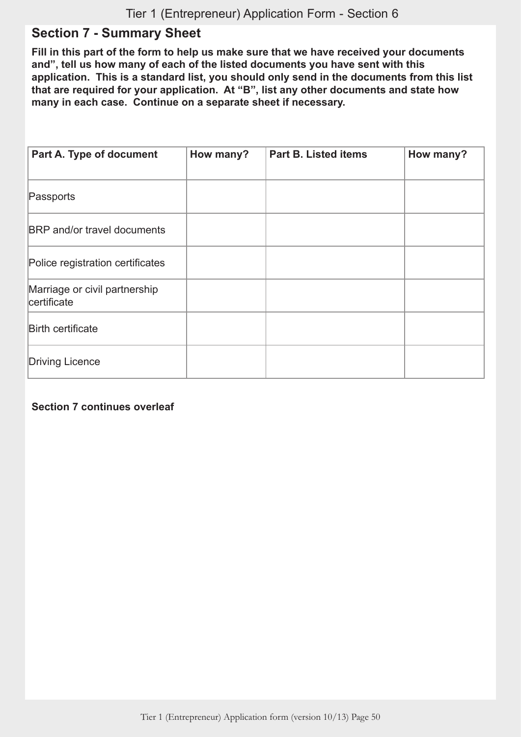## Section 7 - Summary Sheet

**Fill in this part of the form to help us make sure that we have received your documents and", tell us how many of each of the listed documents you have sent with this application. This is a standard list, you should only send in the documents from this list that are required for your application. At "B", list any other documents and state how many in each case. Continue on a separate sheet if necessary.**

| Part A. Type of document | How many? | Part B. Listed items | How many? |
|---|---|---|---|
| Passports | | | |
| BRP and/or travel documents | | | |
| Police registration certificates | | | |
| Marriage or civil partnership certificate | | | |
| Birth certificate | | | |
| Driving Licence | | | |

**Section 7 continues overleaf**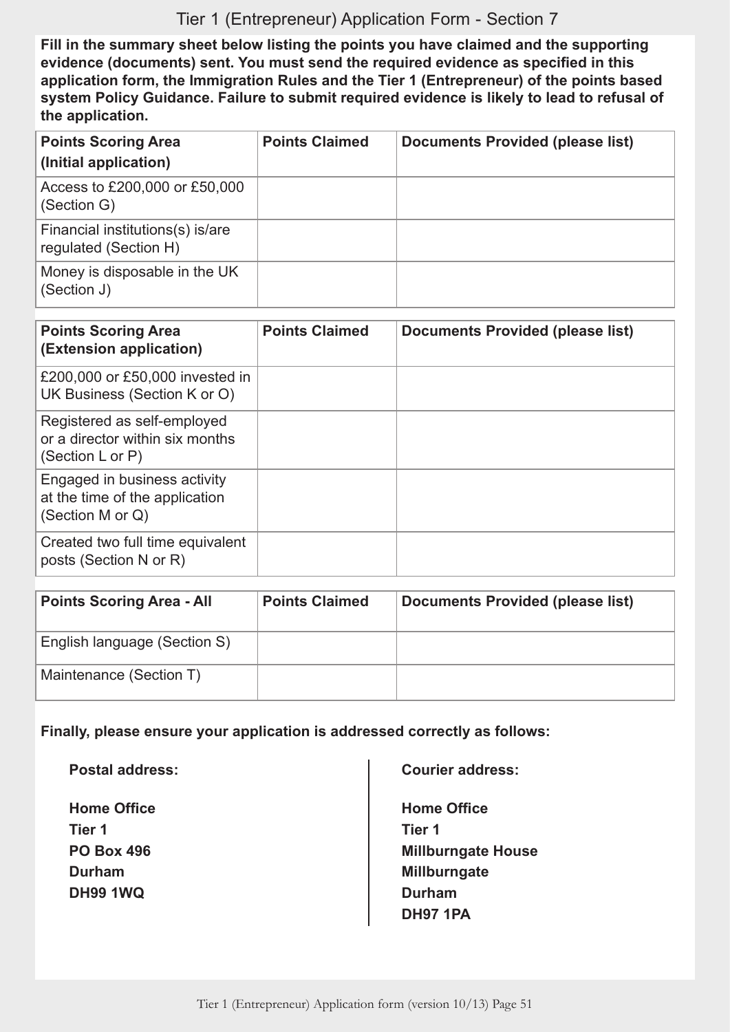## Tier 1 (Entrepreneur) Application Form - Section 7

**Fill in the summary sheet below listing the points you have claimed and the supporting evidence (documents) sent. You must send the required evidence as specified in this application form, the Immigration Rules and the Tier 1 (Entrepreneur) of the points based system Policy Guidance. Failure to submit required evidence is likely to lead to refusal of the application.**

| **Points Scoring Area (Initial application)** | **Points Claimed** | **Documents Provided (please list)** |
|---|---|---|
| Access to £200,000 or £50,000 (Section G) | | |
| Financial institutions(s) is/are regulated (Section H) | | |
| Money is disposable in the UK (Section J) | | |

| **Points Scoring Area (Extension application)** | **Points Claimed** | **Documents Provided (please list)** |
|---|---|---|
| £200,000 or £50,000 invested in UK Business (Section K or O) | | |
| Registered as self-employed or a director within six months (Section L or P) | | |
| Engaged in business activity at the time of the application (Section M or Q) | | |
| Created two full time equivalent posts (Section N or R) | | |

| **Points Scoring Area - All** | **Points Claimed** | **Documents Provided (please list)** |
|---|---|---|
| English language (Section S) | | |
| Maintenance (Section T) | | |

**Finally, please ensure your application is addressed correctly as follows:**

**Postal address:**

**Home Office**
**Tier 1**
**PO Box 496**
**Durham**
**DH99 1WQ**

**Courier address:**

**Home Office**
**Tier 1**
**Millburngate House**
**Millburngate**
**Durham**
**DH97 1PA**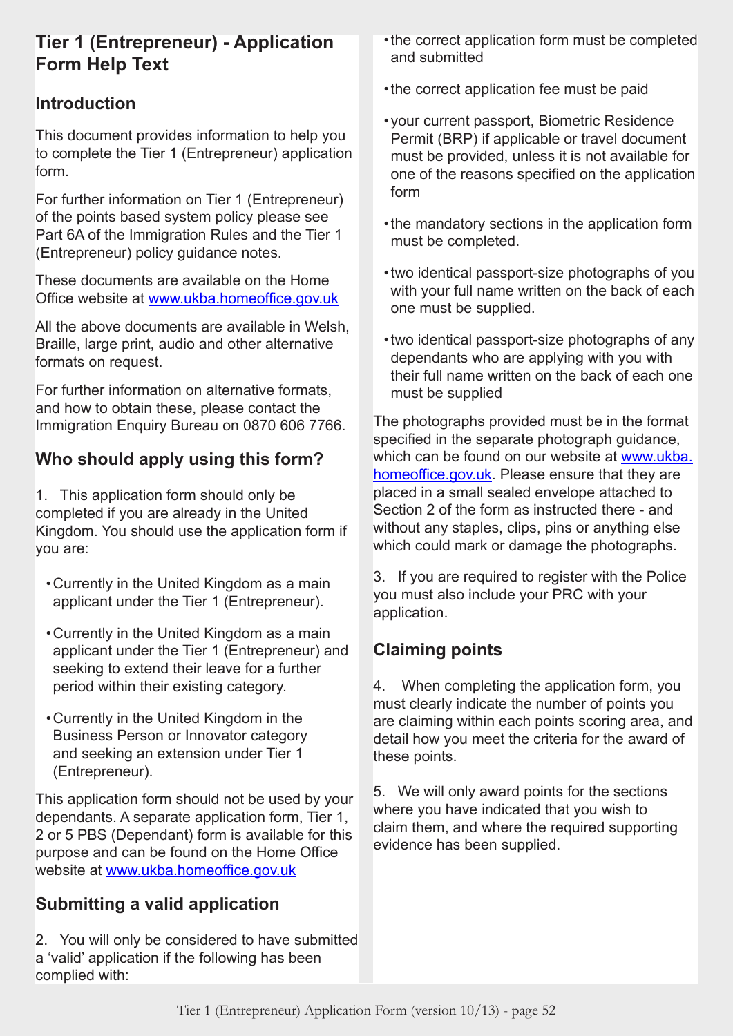# Tier 1 (Entrepreneur) - Application Form Help Text

## Introduction

This document provides information to help you to complete the Tier 1 (Entrepreneur) application form.

For further information on Tier 1 (Entrepreneur) of the points based system policy please see Part 6A of the Immigration Rules and the Tier 1 (Entrepreneur) policy guidance notes.

These documents are available on the Home Office website at www.ukba.homeoffice.gov.uk

All the above documents are available in Welsh, Braille, large print, audio and other alternative formats on request.

For further information on alternative formats, and how to obtain these, please contact the Immigration Enquiry Bureau on 0870 606 7766.

## Who should apply using this form?

1. This application form should only be completed if you are already in the United Kingdom. You should use the application form if you are:

- Currently in the United Kingdom as a main applicant under the Tier 1 (Entrepreneur).
- Currently in the United Kingdom as a main applicant under the Tier 1 (Entrepreneur) and seeking to extend their leave for a further period within their existing category.
- Currently in the United Kingdom in the Business Person or Innovator category and seeking an extension under Tier 1 (Entrepreneur).

This application form should not be used by your dependants. A separate application form, Tier 1, 2 or 5 PBS (Dependant) form is available for this purpose and can be found on the Home Office website at www.ukba.homeoffice.gov.uk

## Submitting a valid application

2. You will only be considered to have submitted a 'valid' application if the following has been complied with:

- the correct application form must be completed and submitted
- the correct application fee must be paid
- your current passport, Biometric Residence Permit (BRP) if applicable or travel document must be provided, unless it is not available for one of the reasons specified on the application form
- the mandatory sections in the application form must be completed.
- two identical passport-size photographs of you with your full name written on the back of each one must be supplied.
- two identical passport-size photographs of any dependants who are applying with you with their full name written on the back of each one must be supplied

The photographs provided must be in the format specified in the separate photograph guidance, which can be found on our website at www.ukba.homeoffice.gov.uk. Please ensure that they are placed in a small sealed envelope attached to Section 2 of the form as instructed there - and without any staples, clips, pins or anything else which could mark or damage the photographs.

3. If you are required to register with the Police you must also include your PRC with your application.

## Claiming points

4. When completing the application form, you must clearly indicate the number of points you are claiming within each points scoring area, and detail how you meet the criteria for the award of these points.

5. We will only award points for the sections where you have indicated that you wish to claim them, and where the required supporting evidence has been supplied.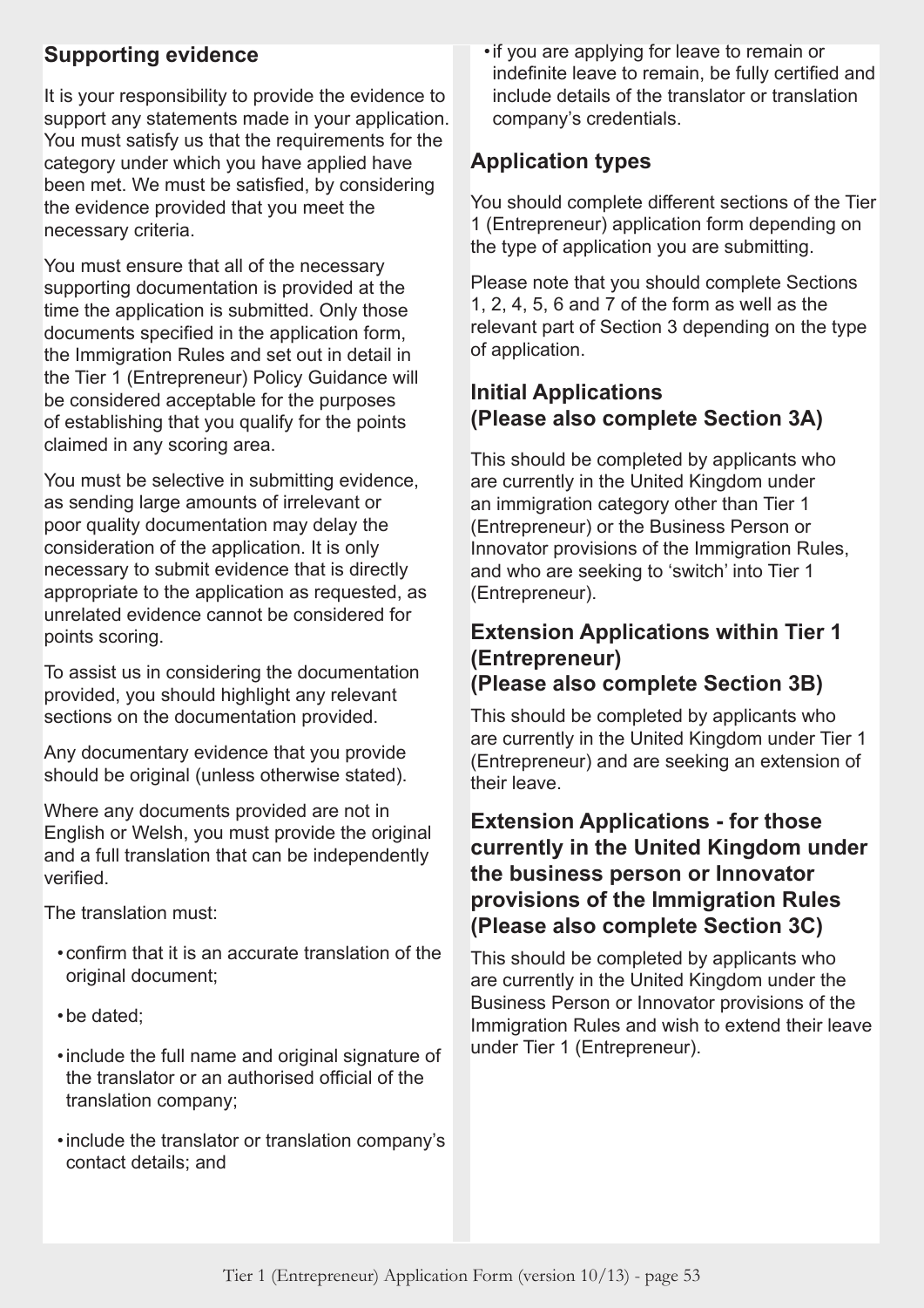## Supporting evidence

It is your responsibility to provide the evidence to support any statements made in your application. You must satisfy us that the requirements for the category under which you have applied have been met. We must be satisfied, by considering the evidence provided that you meet the necessary criteria.

You must ensure that all of the necessary supporting documentation is provided at the time the application is submitted. Only those documents specified in the application form, the Immigration Rules and set out in detail in the Tier 1 (Entrepreneur) Policy Guidance will be considered acceptable for the purposes of establishing that you qualify for the points claimed in any scoring area.

You must be selective in submitting evidence, as sending large amounts of irrelevant or poor quality documentation may delay the consideration of the application. It is only necessary to submit evidence that is directly appropriate to the application as requested, as unrelated evidence cannot be considered for points scoring.

To assist us in considering the documentation provided, you should highlight any relevant sections on the documentation provided.

Any documentary evidence that you provide should be original (unless otherwise stated).

Where any documents provided are not in English or Welsh, you must provide the original and a full translation that can be independently verified.

The translation must:

- confirm that it is an accurate translation of the original document;
- be dated;
- include the full name and original signature of the translator or an authorised official of the translation company;
- include the translator or translation company's contact details; and
- if you are applying for leave to remain or indefinite leave to remain, be fully certified and include details of the translator or translation company's credentials.

## Application types

You should complete different sections of the Tier 1 (Entrepreneur) application form depending on the type of application you are submitting.

Please note that you should complete Sections 1, 2, 4, 5, 6 and 7 of the form as well as the relevant part of Section 3 depending on the type of application.

### Initial Applications (Please also complete Section 3A)

This should be completed by applicants who are currently in the United Kingdom under an immigration category other than Tier 1 (Entrepreneur) or the Business Person or Innovator provisions of the Immigration Rules, and who are seeking to 'switch' into Tier 1 (Entrepreneur).

### Extension Applications within Tier 1 (Entrepreneur) (Please also complete Section 3B)

This should be completed by applicants who are currently in the United Kingdom under Tier 1 (Entrepreneur) and are seeking an extension of their leave.

### Extension Applications - for those currently in the United Kingdom under the business person or Innovator provisions of the Immigration Rules (Please also complete Section 3C)

This should be completed by applicants who are currently in the United Kingdom under the Business Person or Innovator provisions of the Immigration Rules and wish to extend their leave under Tier 1 (Entrepreneur).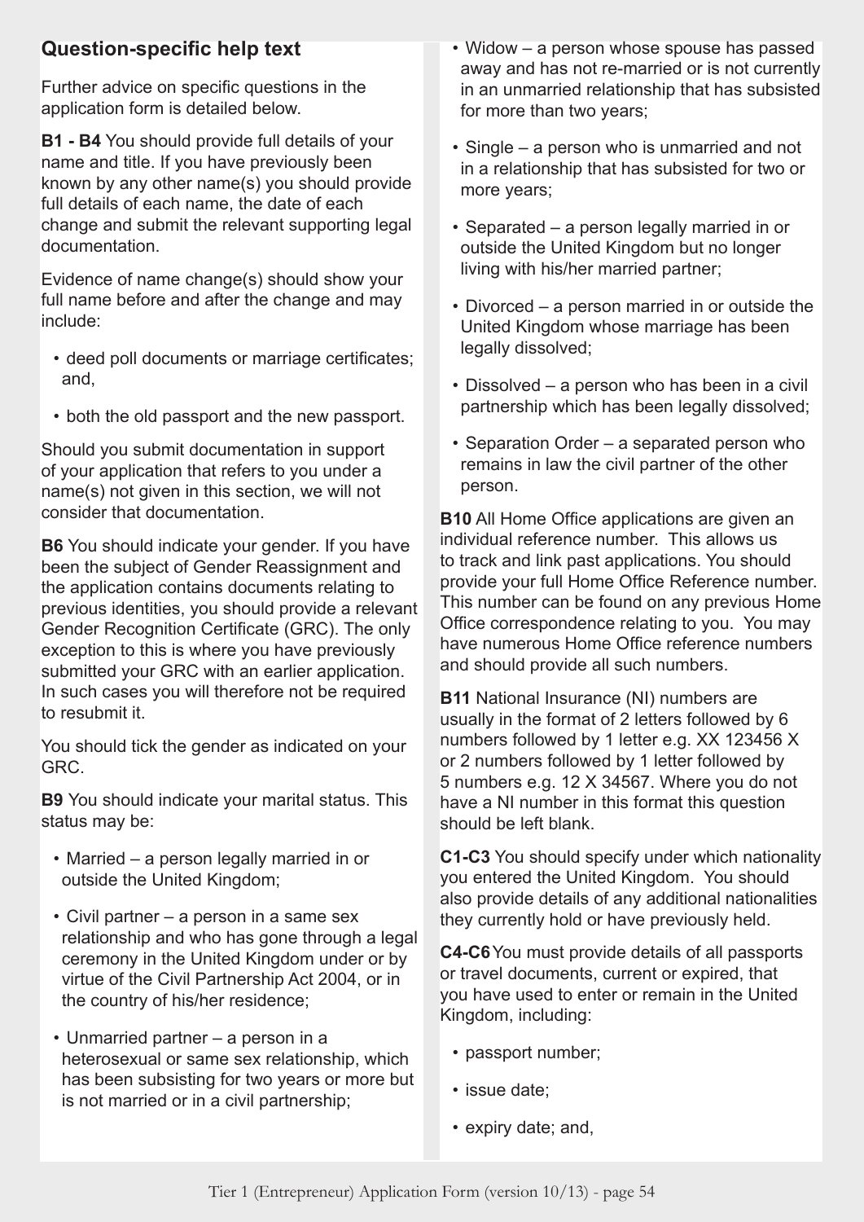## Question-specific help text

Further advice on specific questions in the application form is detailed below.

**B1 - B4** You should provide full details of your name and title. If you have previously been known by any other name(s) you should provide full details of each name, the date of each change and submit the relevant supporting legal documentation.

Evidence of name change(s) should show your full name before and after the change and may include:

- deed poll documents or marriage certificates; and,
- both the old passport and the new passport.

Should you submit documentation in support of your application that refers to you under a name(s) not given in this section, we will not consider that documentation.

**B6** You should indicate your gender. If you have been the subject of Gender Reassignment and the application contains documents relating to previous identities, you should provide a relevant Gender Recognition Certificate (GRC). The only exception to this is where you have previously submitted your GRC with an earlier application. In such cases you will therefore not be required to resubmit it.

You should tick the gender as indicated on your GRC.

**B9** You should indicate your marital status. This status may be:

- Married – a person legally married in or outside the United Kingdom;
- Civil partner – a person in a same sex relationship and who has gone through a legal ceremony in the United Kingdom under or by virtue of the Civil Partnership Act 2004, or in the country of his/her residence;
- Unmarried partner – a person in a heterosexual or same sex relationship, which has been subsisting for two years or more but is not married or in a civil partnership;
- Widow – a person whose spouse has passed away and has not re-married or is not currently in an unmarried relationship that has subsisted for more than two years;
- Single – a person who is unmarried and not in a relationship that has subsisted for two or more years;
- Separated – a person legally married in or outside the United Kingdom but no longer living with his/her married partner;
- Divorced – a person married in or outside the United Kingdom whose marriage has been legally dissolved;
- Dissolved – a person who has been in a civil partnership which has been legally dissolved;
- Separation Order – a separated person who remains in law the civil partner of the other person.

**B10** All Home Office applications are given an individual reference number. This allows us to track and link past applications. You should provide your full Home Office Reference number. This number can be found on any previous Home Office correspondence relating to you. You may have numerous Home Office reference numbers and should provide all such numbers.

**B11** National Insurance (NI) numbers are usually in the format of 2 letters followed by 6 numbers followed by 1 letter e.g. XX 123456 X or 2 numbers followed by 1 letter followed by 5 numbers e.g. 12 X 34567. Where you do not have a NI number in this format this question should be left blank.

**C1-C3** You should specify under which nationality you entered the United Kingdom. You should also provide details of any additional nationalities they currently hold or have previously held.

**C4-C6** You must provide details of all passports or travel documents, current or expired, that you have used to enter or remain in the United Kingdom, including:

- passport number;
- issue date;
- expiry date; and,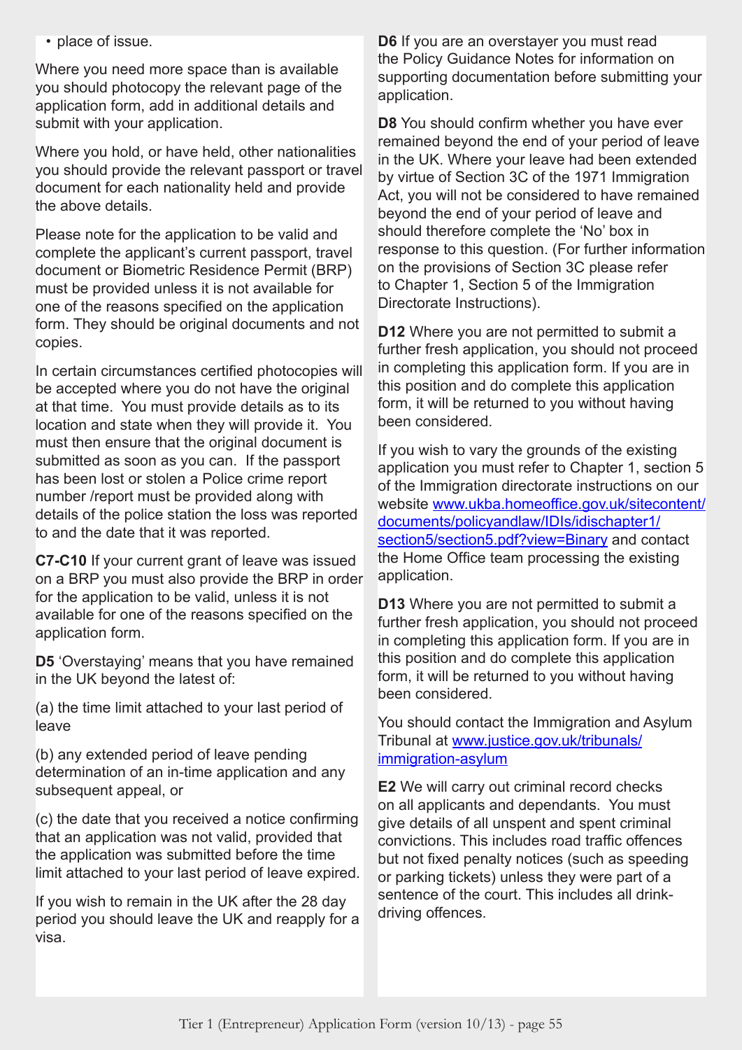- place of issue.

Where you need more space than is available you should photocopy the relevant page of the application form, add in additional details and submit with your application.

Where you hold, or have held, other nationalities you should provide the relevant passport or travel document for each nationality held and provide the above details.

Please note for the application to be valid and complete the applicant's current passport, travel document or Biometric Residence Permit (BRP) must be provided unless it is not available for one of the reasons specified on the application form. They should be original documents and not copies.

In certain circumstances certified photocopies will be accepted where you do not have the original at that time. You must provide details as to its location and state when they will provide it. You must then ensure that the original document is submitted as soon as you can. If the passport has been lost or stolen a Police crime report number /report must be provided along with details of the police station the loss was reported to and the date that it was reported.

**C7-C10** If your current grant of leave was issued on a BRP you must also provide the BRP in order for the application to be valid, unless it is not available for one of the reasons specified on the application form.

**D5** 'Overstaying' means that you have remained in the UK beyond the latest of:

(a) the time limit attached to your last period of leave

(b) any extended period of leave pending determination of an in-time application and any subsequent appeal, or

(c) the date that you received a notice confirming that an application was not valid, provided that the application was submitted before the time limit attached to your last period of leave expired.

If you wish to remain in the UK after the 28 day period you should leave the UK and reapply for a visa.

**D6** If you are an overstayer you must read the Policy Guidance Notes for information on supporting documentation before submitting your application.

**D8** You should confirm whether you have ever remained beyond the end of your period of leave in the UK. Where your leave had been extended by virtue of Section 3C of the 1971 Immigration Act, you will not be considered to have remained beyond the end of your period of leave and should therefore complete the 'No' box in response to this question. (For further information on the provisions of Section 3C please refer to Chapter 1, Section 5 of the Immigration Directorate Instructions).

**D12** Where you are not permitted to submit a further fresh application, you should not proceed in completing this application form. If you are in this position and do complete this application form, it will be returned to you without having been considered.

If you wish to vary the grounds of the existing application you must refer to Chapter 1, section 5 of the Immigration directorate instructions on our website www.ukba.homeoffice.gov.uk/sitecontent/documents/policyandlaw/IDIs/idischapter1/section5/section5.pdf?view=Binary and contact the Home Office team processing the existing application.

**D13** Where you are not permitted to submit a further fresh application, you should not proceed in completing this application form. If you are in this position and do complete this application form, it will be returned to you without having been considered.

You should contact the Immigration and Asylum Tribunal at www.justice.gov.uk/tribunals/immigration-asylum

**E2** We will carry out criminal record checks on all applicants and dependants. You must give details of all unspent and spent criminal convictions. This includes road traffic offences but not fixed penalty notices (such as speeding or parking tickets) unless they were part of a sentence of the court. This includes all drink-driving offences.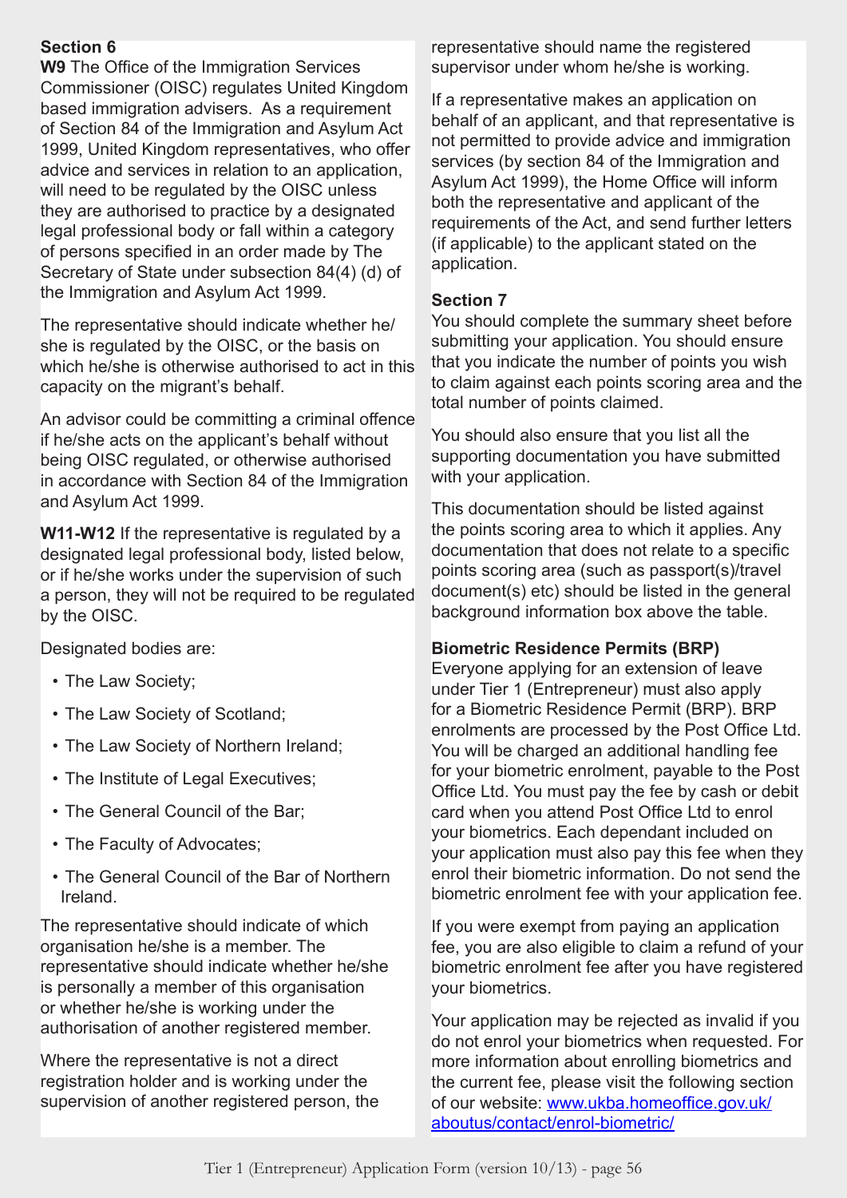**Section 6**

**W9** The Office of the Immigration Services Commissioner (OISC) regulates United Kingdom based immigration advisers. As a requirement of Section 84 of the Immigration and Asylum Act 1999, United Kingdom representatives, who offer advice and services in relation to an application, will need to be regulated by the OISC unless they are authorised to practice by a designated legal professional body or fall within a category of persons specified in an order made by The Secretary of State under subsection 84(4) (d) of the Immigration and Asylum Act 1999.

The representative should indicate whether he/she is regulated by the OISC, or the basis on which he/she is otherwise authorised to act in this capacity on the migrant's behalf.

An advisor could be committing a criminal offence if he/she acts on the applicant's behalf without being OISC regulated, or otherwise authorised in accordance with Section 84 of the Immigration and Asylum Act 1999.

**W11-W12** If the representative is regulated by a designated legal professional body, listed below, or if he/she works under the supervision of such a person, they will not be required to be regulated by the OISC.

Designated bodies are:

- The Law Society;
- The Law Society of Scotland;
- The Law Society of Northern Ireland;
- The Institute of Legal Executives;
- The General Council of the Bar;
- The Faculty of Advocates;
- The General Council of the Bar of Northern Ireland.

The representative should indicate of which organisation he/she is a member. The representative should indicate whether he/she is personally a member of this organisation or whether he/she is working under the authorisation of another registered member.

Where the representative is not a direct registration holder and is working under the supervision of another registered person, the representative should name the registered supervisor under whom he/she is working.

If a representative makes an application on behalf of an applicant, and that representative is not permitted to provide advice and immigration services (by section 84 of the Immigration and Asylum Act 1999), the Home Office will inform both the representative and applicant of the requirements of the Act, and send further letters (if applicable) to the applicant stated on the application.

**Section 7**

You should complete the summary sheet before submitting your application. You should ensure that you indicate the number of points you wish to claim against each points scoring area and the total number of points claimed.

You should also ensure that you list all the supporting documentation you have submitted with your application.

This documentation should be listed against the points scoring area to which it applies. Any documentation that does not relate to a specific points scoring area (such as passport(s)/travel document(s) etc) should be listed in the general background information box above the table.

**Biometric Residence Permits (BRP)**

Everyone applying for an extension of leave under Tier 1 (Entrepreneur) must also apply for a Biometric Residence Permit (BRP). BRP enrolments are processed by the Post Office Ltd. You will be charged an additional handling fee for your biometric enrolment, payable to the Post Office Ltd. You must pay the fee by cash or debit card when you attend Post Office Ltd to enrol your biometrics. Each dependant included on your application must also pay this fee when they enrol their biometric information. Do not send the biometric enrolment fee with your application fee.

If you were exempt from paying an application fee, you are also eligible to claim a refund of your biometric enrolment fee after you have registered your biometrics.

Your application may be rejected as invalid if you do not enrol your biometrics when requested. For more information about enrolling biometrics and the current fee, please visit the following section of our website: www.ukba.homeoffice.gov.uk/aboutus/contact/enrol-biometric/